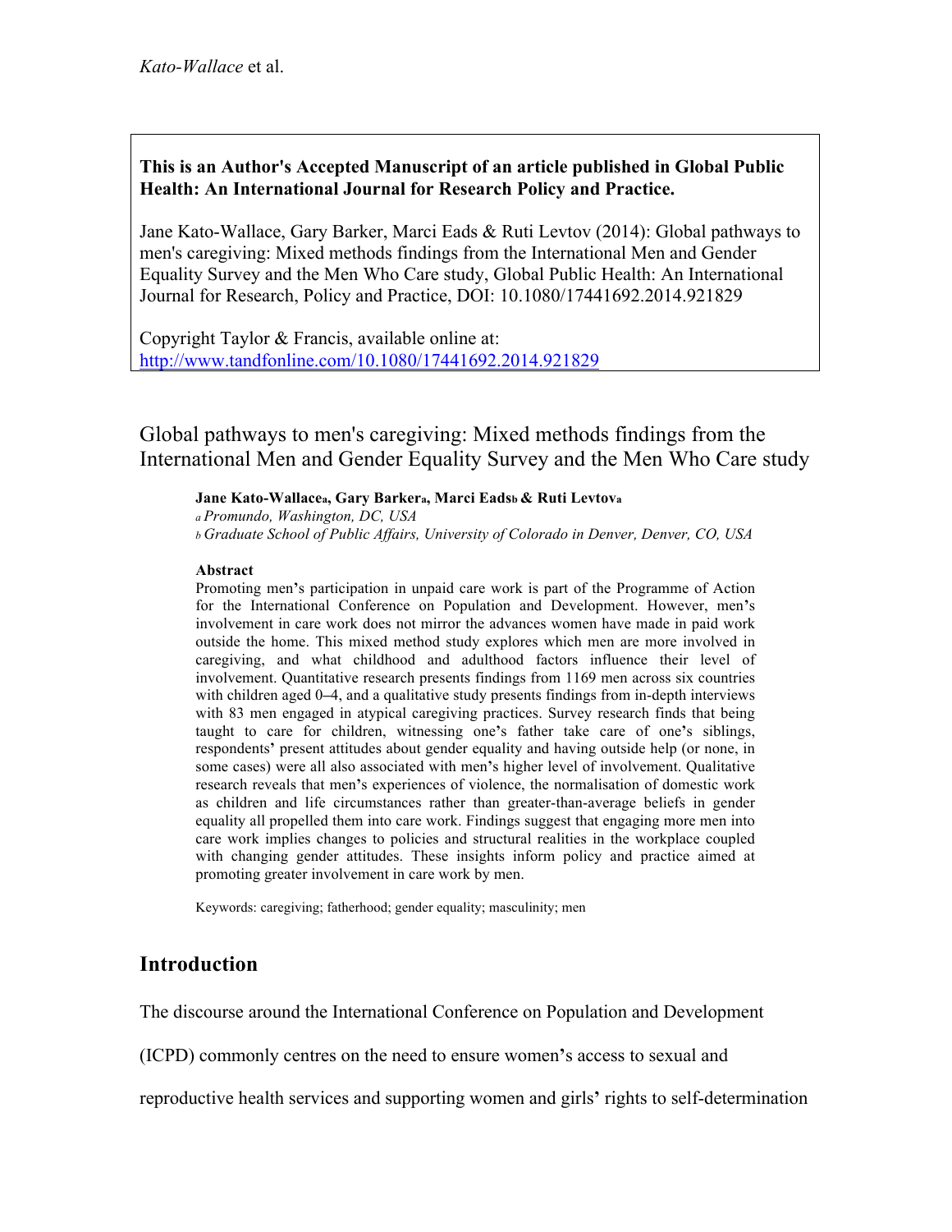**This is an Author's Accepted Manuscript of an article published in Global Public Health: An International Journal for Research Policy and Practice.**

Jane Kato-Wallace, Gary Barker, Marci Eads & Ruti Levtov (2014): Global pathways to men's caregiving: Mixed methods findings from the International Men and Gender Equality Survey and the Men Who Care study, Global Public Health: An International Journal for Research, Policy and Practice, DOI: 10.1080/17441692.2014.921829

Copyright Taylor & Francis, available online at: http://www.tandfonline.com/10.1080/17441692.2014.921829

# Global pathways to men's caregiving: Mixed methods findings from the International Men and Gender Equality Survey and the Men Who Care study

**Jane Kato-Wallace[a], Gary Barker[a], Marci Eads[b] & Ruti Levtov[a]**

[a] *Promundo, Washington, DC, USA*

[b] *Graduate School of Public Affairs, University of Colorado in Denver, Denver, CO, USA*

**Abstract**

Promoting men's participation in unpaid care work is part of the Programme of Action for the International Conference on Population and Development. However, men's involvement in care work does not mirror the advances women have made in paid work outside the home. This mixed method study explores which men are more involved in caregiving, and what childhood and adulthood factors influence their level of involvement. Quantitative research presents findings from 1169 men across six countries with children aged 0–4, and a qualitative study presents findings from in-depth interviews with 83 men engaged in atypical caregiving practices. Survey research finds that being taught to care for children, witnessing one's father take care of one's siblings, respondents' present attitudes about gender equality and having outside help (or none, in some cases) were all also associated with men's higher level of involvement. Qualitative research reveals that men's experiences of violence, the normalisation of domestic work as children and life circumstances rather than greater-than-average beliefs in gender equality all propelled them into care work. Findings suggest that engaging more men into care work implies changes to policies and structural realities in the workplace coupled with changing gender attitudes. These insights inform policy and practice aimed at promoting greater involvement in care work by men.

Keywords: caregiving; fatherhood; gender equality; masculinity; men

## Introduction

The discourse around the International Conference on Population and Development (ICPD) commonly centres on the need to ensure women's access to sexual and reproductive health services and supporting women and girls' rights to self-determination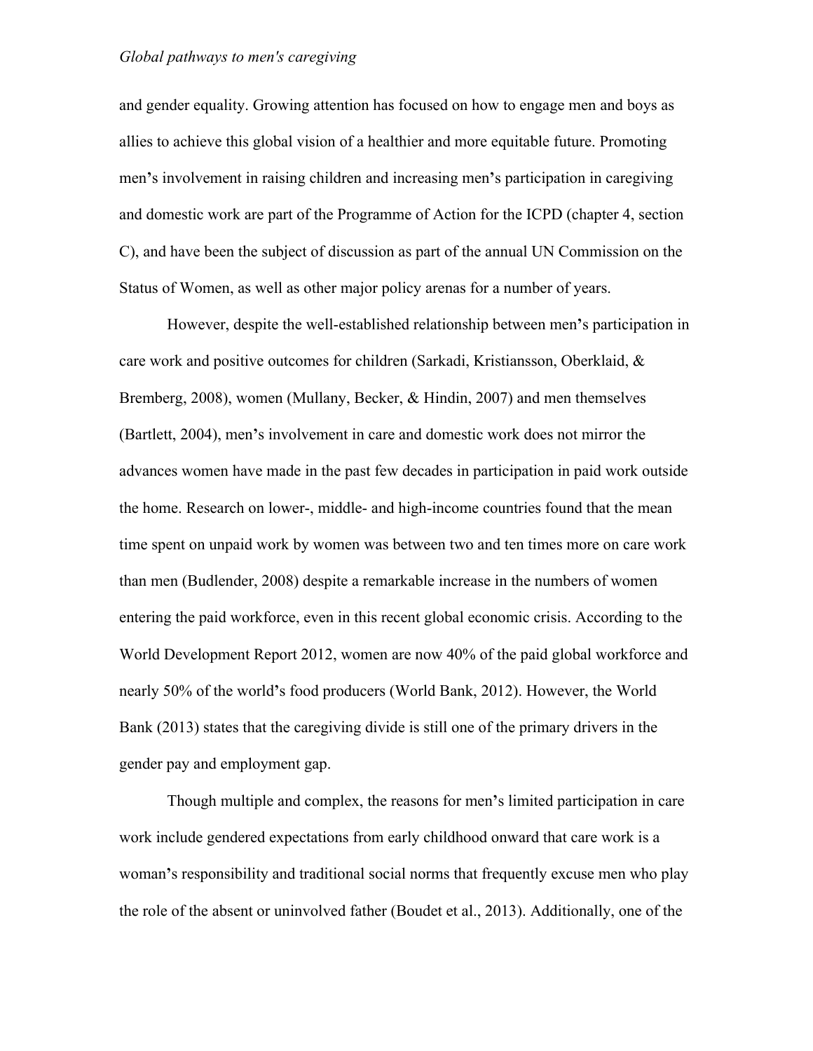and gender equality. Growing attention has focused on how to engage men and boys as allies to achieve this global vision of a healthier and more equitable future. Promoting men's involvement in raising children and increasing men's participation in caregiving and domestic work are part of the Programme of Action for the ICPD (chapter 4, section C), and have been the subject of discussion as part of the annual UN Commission on the Status of Women, as well as other major policy arenas for a number of years.

However, despite the well-established relationship between men's participation in care work and positive outcomes for children (Sarkadi, Kristiansson, Oberklaid, & Bremberg, 2008), women (Mullany, Becker, & Hindin, 2007) and men themselves (Bartlett, 2004), men's involvement in care and domestic work does not mirror the advances women have made in the past few decades in participation in paid work outside the home. Research on lower-, middle- and high-income countries found that the mean time spent on unpaid work by women was between two and ten times more on care work than men (Budlender, 2008) despite a remarkable increase in the numbers of women entering the paid workforce, even in this recent global economic crisis. According to the World Development Report 2012, women are now 40% of the paid global workforce and nearly 50% of the world's food producers (World Bank, 2012). However, the World Bank (2013) states that the caregiving divide is still one of the primary drivers in the gender pay and employment gap.

Though multiple and complex, the reasons for men's limited participation in care work include gendered expectations from early childhood onward that care work is a woman's responsibility and traditional social norms that frequently excuse men who play the role of the absent or uninvolved father (Boudet et al., 2013). Additionally, one of the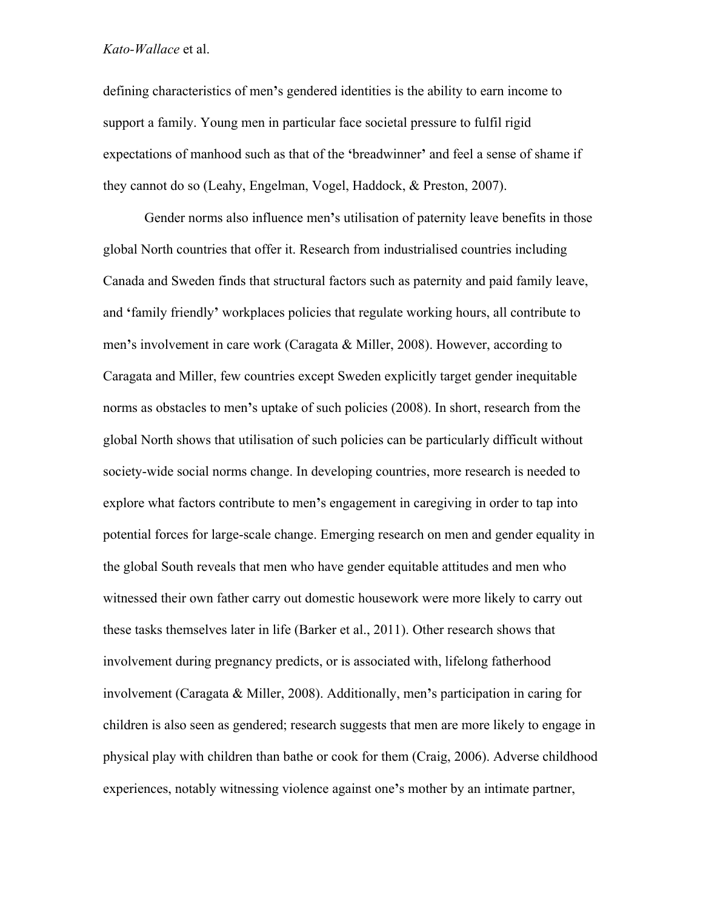defining characteristics of men's gendered identities is the ability to earn income to support a family. Young men in particular face societal pressure to fulfil rigid expectations of manhood such as that of the 'breadwinner' and feel a sense of shame if they cannot do so (Leahy, Engelman, Vogel, Haddock, & Preston, 2007).

Gender norms also influence men's utilisation of paternity leave benefits in those global North countries that offer it. Research from industrialised countries including Canada and Sweden finds that structural factors such as paternity and paid family leave, and 'family friendly' workplaces policies that regulate working hours, all contribute to men's involvement in care work (Caragata & Miller, 2008). However, according to Caragata and Miller, few countries except Sweden explicitly target gender inequitable norms as obstacles to men's uptake of such policies (2008). In short, research from the global North shows that utilisation of such policies can be particularly difficult without society-wide social norms change. In developing countries, more research is needed to explore what factors contribute to men's engagement in caregiving in order to tap into potential forces for large-scale change. Emerging research on men and gender equality in the global South reveals that men who have gender equitable attitudes and men who witnessed their own father carry out domestic housework were more likely to carry out these tasks themselves later in life (Barker et al., 2011). Other research shows that involvement during pregnancy predicts, or is associated with, lifelong fatherhood involvement (Caragata & Miller, 2008). Additionally, men's participation in caring for children is also seen as gendered; research suggests that men are more likely to engage in physical play with children than bathe or cook for them (Craig, 2006). Adverse childhood experiences, notably witnessing violence against one's mother by an intimate partner,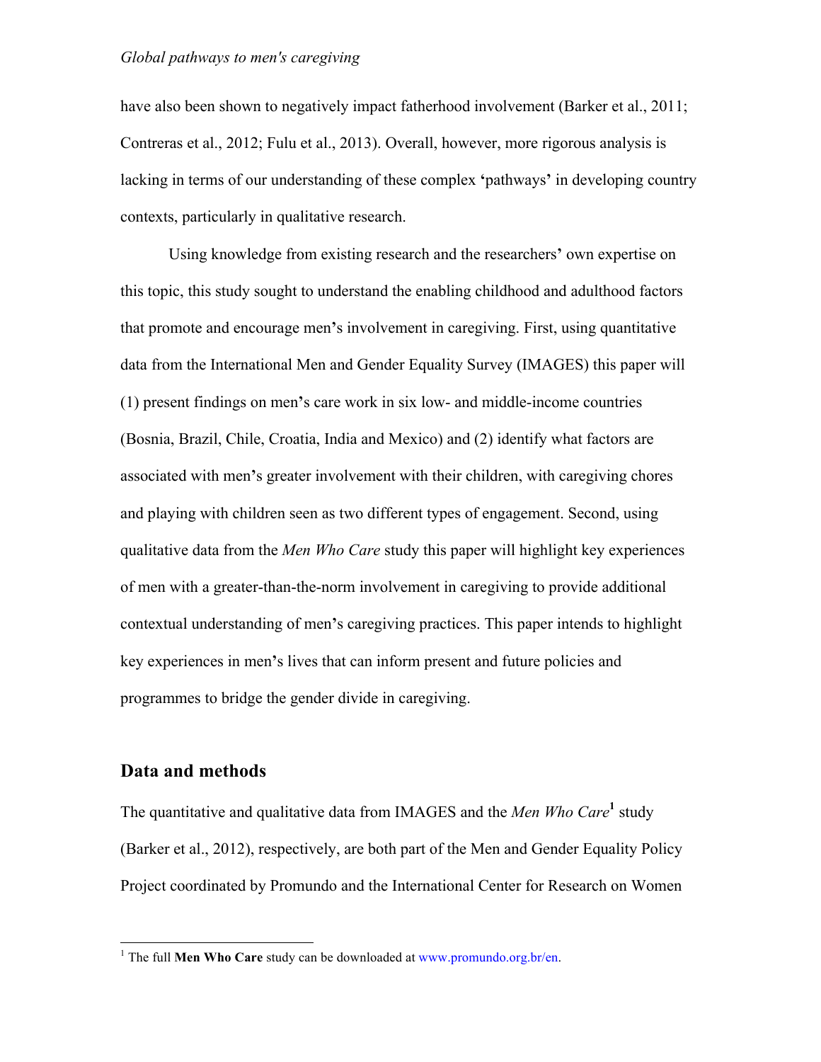have also been shown to negatively impact fatherhood involvement (Barker et al., 2011; Contreras et al., 2012; Fulu et al., 2013). Overall, however, more rigorous analysis is lacking in terms of our understanding of these complex 'pathways' in developing country contexts, particularly in qualitative research.

Using knowledge from existing research and the researchers' own expertise on this topic, this study sought to understand the enabling childhood and adulthood factors that promote and encourage men's involvement in caregiving. First, using quantitative data from the International Men and Gender Equality Survey (IMAGES) this paper will (1) present findings on men's care work in six low- and middle-income countries (Bosnia, Brazil, Chile, Croatia, India and Mexico) and (2) identify what factors are associated with men's greater involvement with their children, with caregiving chores and playing with children seen as two different types of engagement. Second, using qualitative data from the *Men Who Care* study this paper will highlight key experiences of men with a greater-than-the-norm involvement in caregiving to provide additional contextual understanding of men's caregiving practices. This paper intends to highlight key experiences in men's lives that can inform present and future policies and programmes to bridge the gender divide in caregiving.

## Data and methods

The quantitative and qualitative data from IMAGES and the *Men Who Care*[1] study (Barker et al., 2012), respectively, are both part of the Men and Gender Equality Policy Project coordinated by Promundo and the International Center for Research on Women

[1] The full **Men Who Care** study can be downloaded at www.promundo.org.br/en.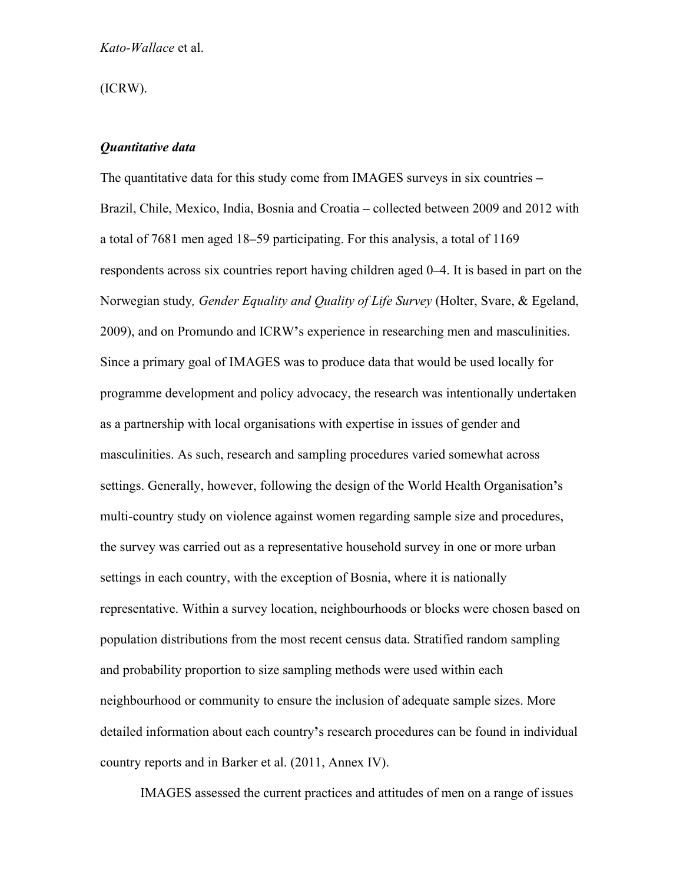(ICRW).

### *Quantitative data*

The quantitative data for this study come from IMAGES surveys in six countries – Brazil, Chile, Mexico, India, Bosnia and Croatia – collected between 2009 and 2012 with a total of 7681 men aged 18–59 participating. For this analysis, a total of 1169 respondents across six countries report having children aged 0–4. It is based in part on the Norwegian study*, Gender Equality and Quality of Life Survey* (Holter, Svare, & Egeland, 2009), and on Promundo and ICRW's experience in researching men and masculinities. Since a primary goal of IMAGES was to produce data that would be used locally for programme development and policy advocacy, the research was intentionally undertaken as a partnership with local organisations with expertise in issues of gender and masculinities. As such, research and sampling procedures varied somewhat across settings. Generally, however, following the design of the World Health Organisation's multi-country study on violence against women regarding sample size and procedures, the survey was carried out as a representative household survey in one or more urban settings in each country, with the exception of Bosnia, where it is nationally representative. Within a survey location, neighbourhoods or blocks were chosen based on population distributions from the most recent census data. Stratified random sampling and probability proportion to size sampling methods were used within each neighbourhood or community to ensure the inclusion of adequate sample sizes. More detailed information about each country's research procedures can be found in individual country reports and in Barker et al. (2011, Annex IV).

IMAGES assessed the current practices and attitudes of men on a range of issues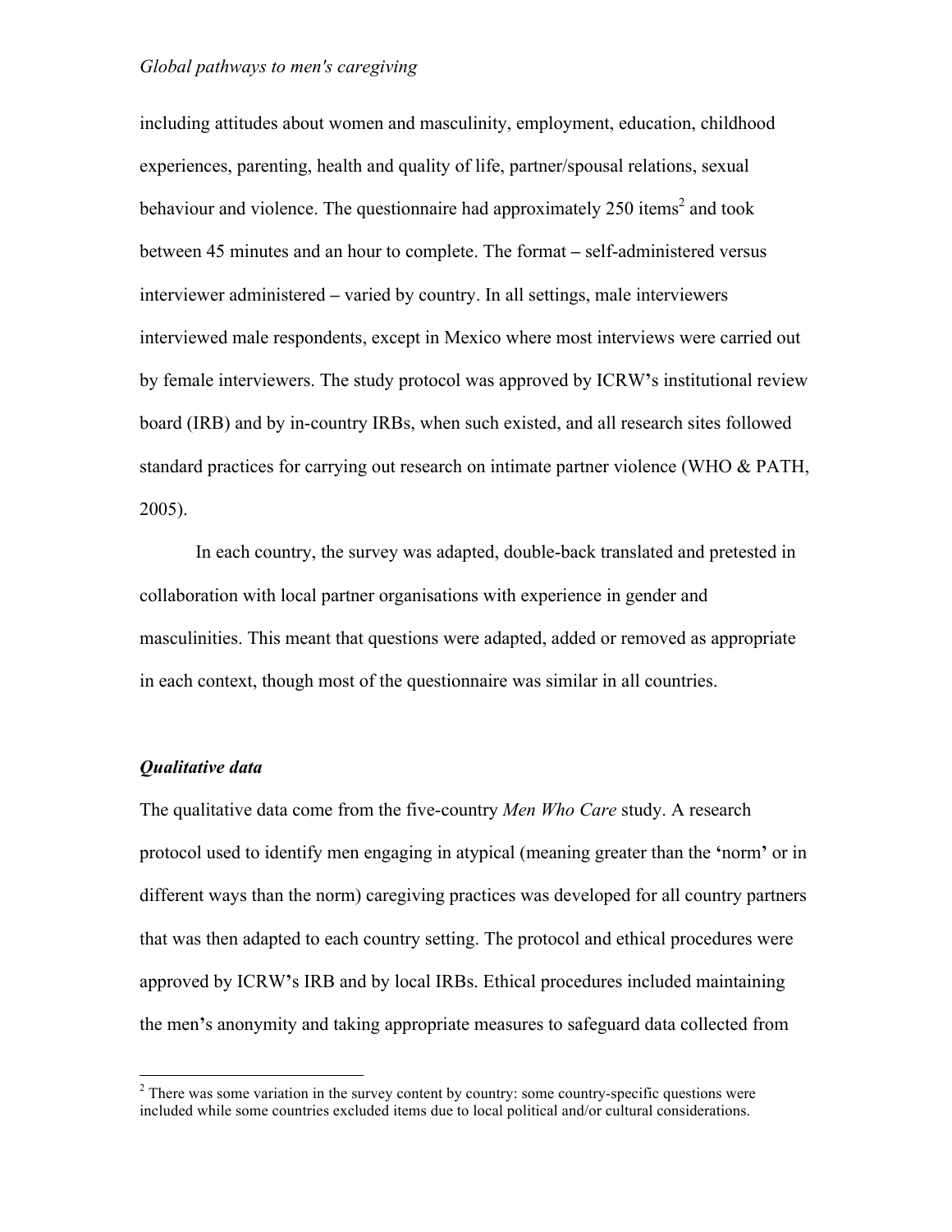including attitudes about women and masculinity, employment, education, childhood experiences, parenting, health and quality of life, partner/spousal relations, sexual behaviour and violence. The questionnaire had approximately 250 items[2] and took between 45 minutes and an hour to complete. The format – self-administered versus interviewer administered – varied by country. In all settings, male interviewers interviewed male respondents, except in Mexico where most interviews were carried out by female interviewers. The study protocol was approved by ICRW's institutional review board (IRB) and by in-country IRBs, when such existed, and all research sites followed standard practices for carrying out research on intimate partner violence (WHO & PATH, 2005).

In each country, the survey was adapted, double-back translated and pretested in collaboration with local partner organisations with experience in gender and masculinities. This meant that questions were adapted, added or removed as appropriate in each context, though most of the questionnaire was similar in all countries.

### *Qualitative data*

The qualitative data come from the five-country *Men Who Care* study. A research protocol used to identify men engaging in atypical (meaning greater than the 'norm' or in different ways than the norm) caregiving practices was developed for all country partners that was then adapted to each country setting. The protocol and ethical procedures were approved by ICRW's IRB and by local IRBs. Ethical procedures included maintaining the men's anonymity and taking appropriate measures to safeguard data collected from

[2] There was some variation in the survey content by country: some country-specific questions were included while some countries excluded items due to local political and/or cultural considerations.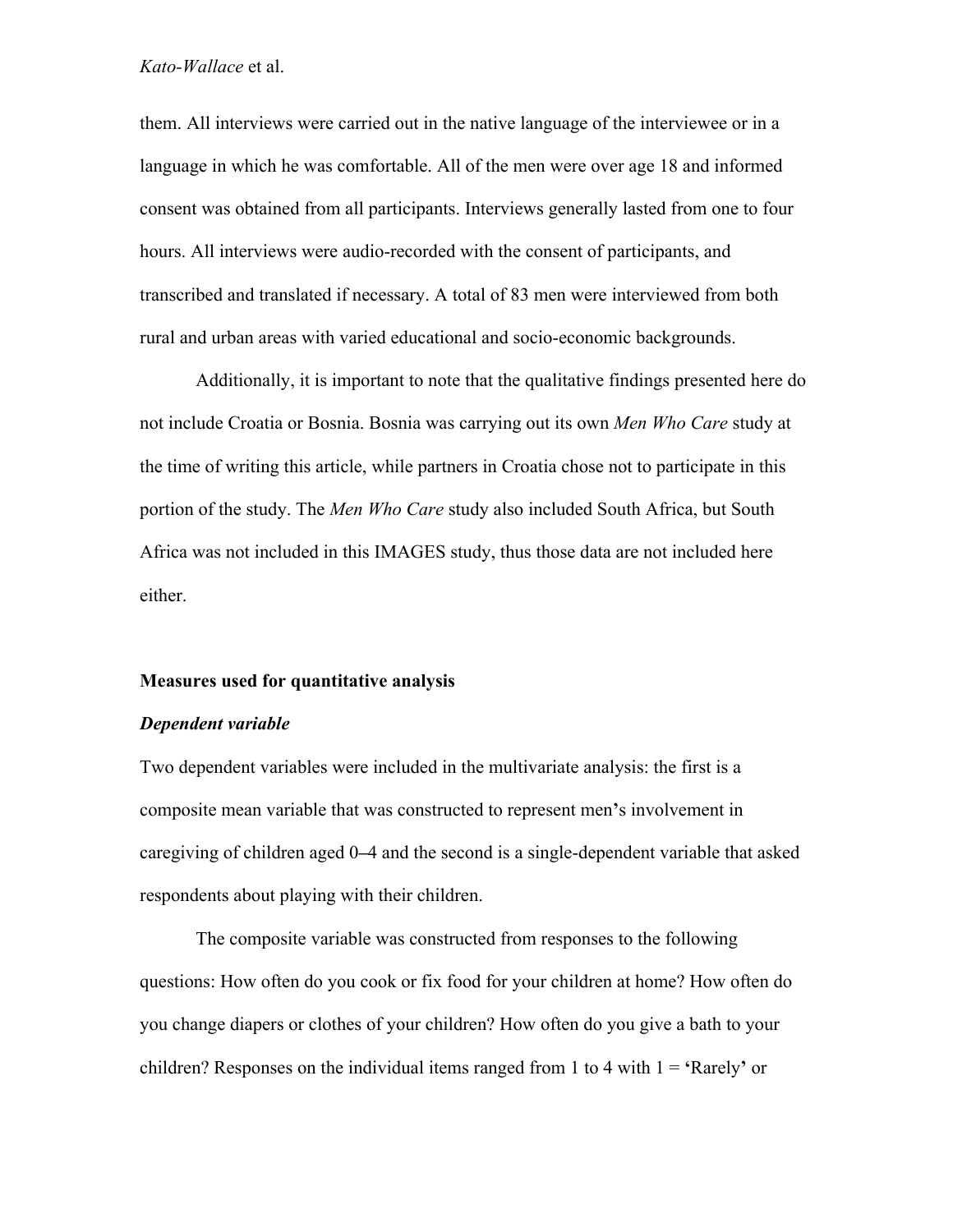them. All interviews were carried out in the native language of the interviewee or in a language in which he was comfortable. All of the men were over age 18 and informed consent was obtained from all participants. Interviews generally lasted from one to four hours. All interviews were audio-recorded with the consent of participants, and transcribed and translated if necessary. A total of 83 men were interviewed from both rural and urban areas with varied educational and socio-economic backgrounds.

Additionally, it is important to note that the qualitative findings presented here do not include Croatia or Bosnia. Bosnia was carrying out its own *Men Who Care* study at the time of writing this article, while partners in Croatia chose not to participate in this portion of the study. The *Men Who Care* study also included South Africa, but South Africa was not included in this IMAGES study, thus those data are not included here either.

**Measures used for quantitative analysis**

***Dependent variable***

Two dependent variables were included in the multivariate analysis: the first is a composite mean variable that was constructed to represent men's involvement in caregiving of children aged 0–4 and the second is a single-dependent variable that asked respondents about playing with their children.

The composite variable was constructed from responses to the following questions: How often do you cook or fix food for your children at home? How often do you change diapers or clothes of your children? How often do you give a bath to your children? Responses on the individual items ranged from 1 to 4 with 1 = 'Rarely' or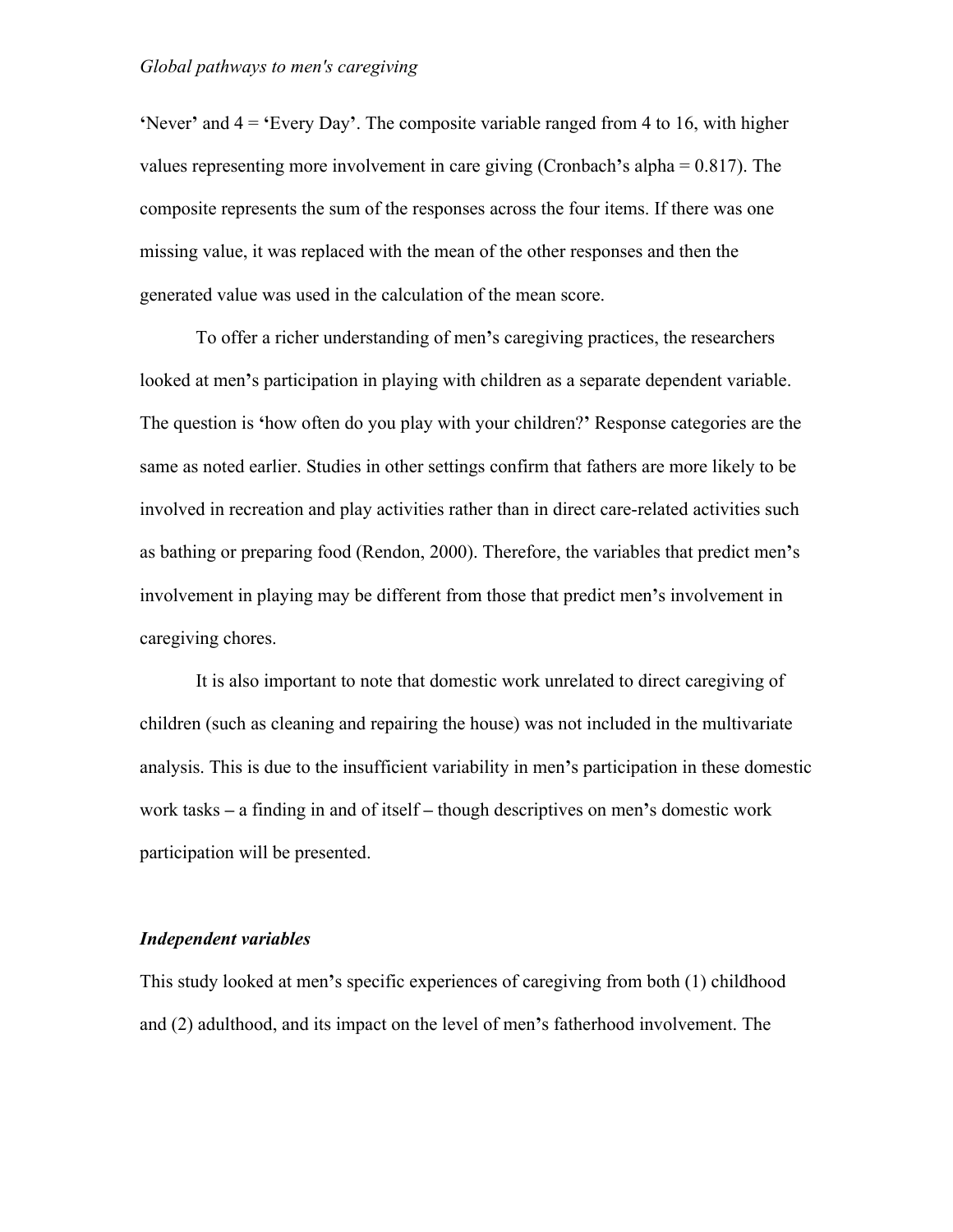'Never' and 4 = 'Every Day'. The composite variable ranged from 4 to 16, with higher values representing more involvement in care giving (Cronbach's alpha = 0.817). The composite represents the sum of the responses across the four items. If there was one missing value, it was replaced with the mean of the other responses and then the generated value was used in the calculation of the mean score.

To offer a richer understanding of men's caregiving practices, the researchers looked at men's participation in playing with children as a separate dependent variable. The question is 'how often do you play with your children?' Response categories are the same as noted earlier. Studies in other settings confirm that fathers are more likely to be involved in recreation and play activities rather than in direct care-related activities such as bathing or preparing food (Rendon, 2000). Therefore, the variables that predict men's involvement in playing may be different from those that predict men's involvement in caregiving chores.

It is also important to note that domestic work unrelated to direct caregiving of children (such as cleaning and repairing the house) was not included in the multivariate analysis. This is due to the insufficient variability in men's participation in these domestic work tasks – a finding in and of itself – though descriptives on men's domestic work participation will be presented.

### *Independent variables*

This study looked at men's specific experiences of caregiving from both (1) childhood and (2) adulthood, and its impact on the level of men's fatherhood involvement. The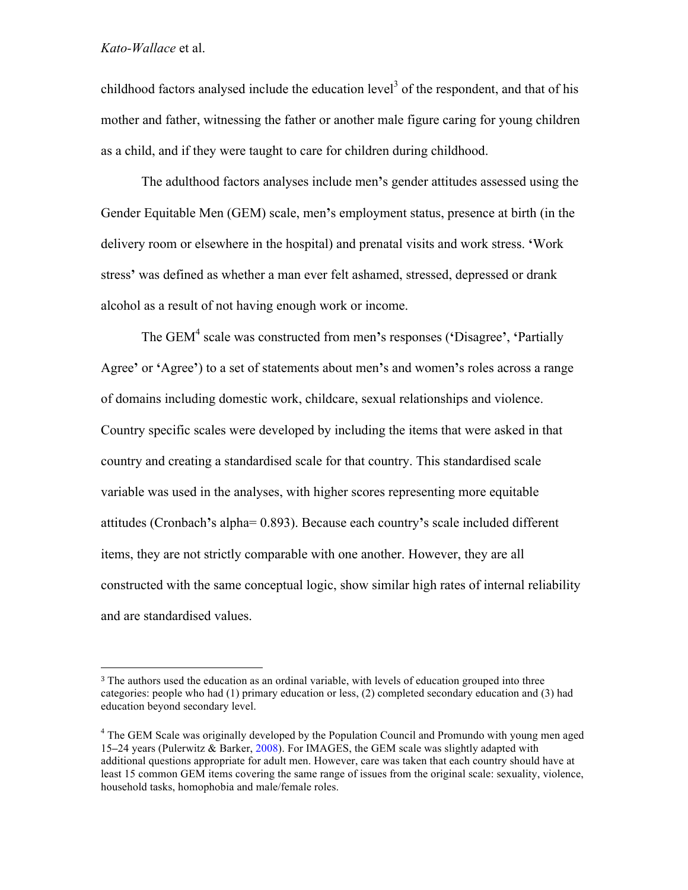childhood factors analysed include the education level[3] of the respondent, and that of his mother and father, witnessing the father or another male figure caring for young children as a child, and if they were taught to care for children during childhood.

The adulthood factors analyses include men's gender attitudes assessed using the Gender Equitable Men (GEM) scale, men's employment status, presence at birth (in the delivery room or elsewhere in the hospital) and prenatal visits and work stress. 'Work stress' was defined as whether a man ever felt ashamed, stressed, depressed or drank alcohol as a result of not having enough work or income.

The GEM[4] scale was constructed from men's responses ('Disagree', 'Partially Agree' or 'Agree') to a set of statements about men's and women's roles across a range of domains including domestic work, childcare, sexual relationships and violence. Country specific scales were developed by including the items that were asked in that country and creating a standardised scale for that country. This standardised scale variable was used in the analyses, with higher scores representing more equitable attitudes (Cronbach's alpha= 0.893). Because each country's scale included different items, they are not strictly comparable with one another. However, they are all constructed with the same conceptual logic, show similar high rates of internal reliability and are standardised values.

---

[3] The authors used the education as an ordinal variable, with levels of education grouped into three categories: people who had (1) primary education or less, (2) completed secondary education and (3) had education beyond secondary level.

[4] The GEM Scale was originally developed by the Population Council and Promundo with young men aged 15–24 years (Pulerwitz & Barker, 2008). For IMAGES, the GEM scale was slightly adapted with additional questions appropriate for adult men. However, care was taken that each country should have at least 15 common GEM items covering the same range of issues from the original scale: sexuality, violence, household tasks, homophobia and male/female roles.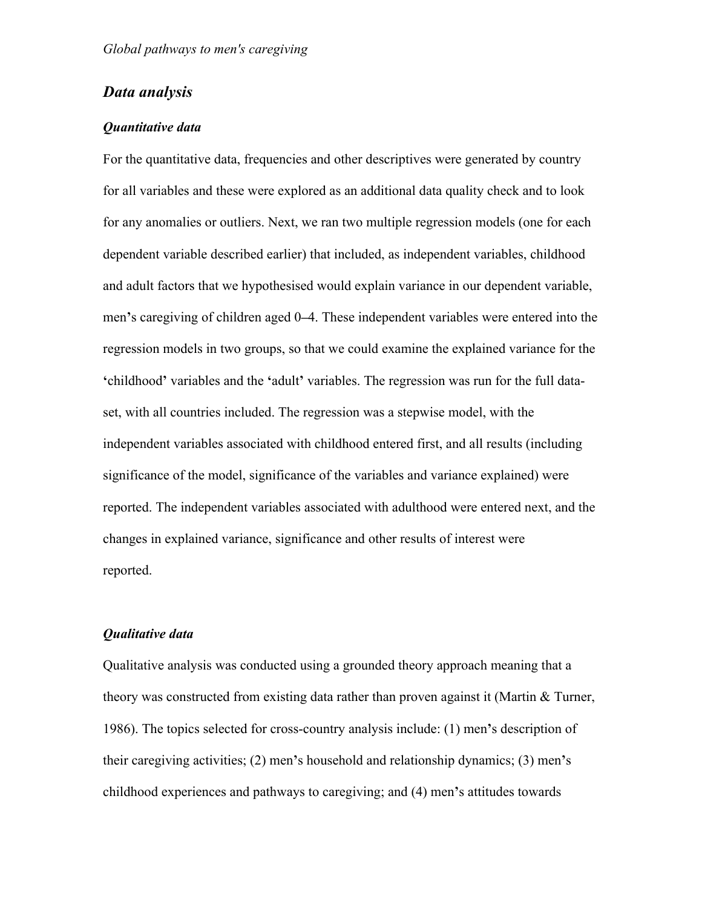## *Data analysis*

### *Quantitative data*

For the quantitative data, frequencies and other descriptives were generated by country for all variables and these were explored as an additional data quality check and to look for any anomalies or outliers. Next, we ran two multiple regression models (one for each dependent variable described earlier) that included, as independent variables, childhood and adult factors that we hypothesised would explain variance in our dependent variable, men's caregiving of children aged 0–4. These independent variables were entered into the regression models in two groups, so that we could examine the explained variance for the 'childhood' variables and the 'adult' variables. The regression was run for the full data-set, with all countries included. The regression was a stepwise model, with the independent variables associated with childhood entered first, and all results (including significance of the model, significance of the variables and variance explained) were reported. The independent variables associated with adulthood were entered next, and the changes in explained variance, significance and other results of interest were reported.

### *Qualitative data*

Qualitative analysis was conducted using a grounded theory approach meaning that a theory was constructed from existing data rather than proven against it (Martin & Turner, 1986). The topics selected for cross-country analysis include: (1) men's description of their caregiving activities; (2) men's household and relationship dynamics; (3) men's childhood experiences and pathways to caregiving; and (4) men's attitudes towards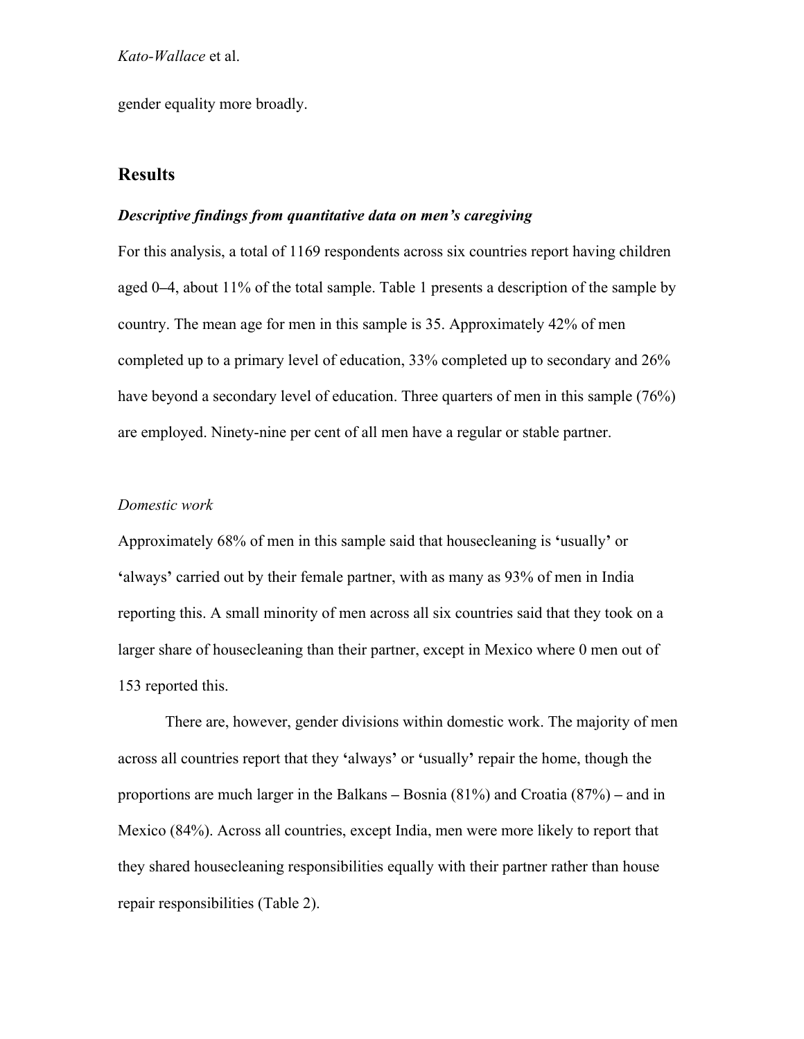gender equality more broadly.

## Results

### *Descriptive findings from quantitative data on men's caregiving*

For this analysis, a total of 1169 respondents across six countries report having children aged 0–4, about 11% of the total sample. Table 1 presents a description of the sample by country. The mean age for men in this sample is 35. Approximately 42% of men completed up to a primary level of education, 33% completed up to secondary and 26% have beyond a secondary level of education. Three quarters of men in this sample (76%) are employed. Ninety-nine per cent of all men have a regular or stable partner.

*Domestic work*

Approximately 68% of men in this sample said that housecleaning is 'usually' or 'always' carried out by their female partner, with as many as 93% of men in India reporting this. A small minority of men across all six countries said that they took on a larger share of housecleaning than their partner, except in Mexico where 0 men out of 153 reported this.

There are, however, gender divisions within domestic work. The majority of men across all countries report that they 'always' or 'usually' repair the home, though the proportions are much larger in the Balkans – Bosnia (81%) and Croatia (87%) – and in Mexico (84%). Across all countries, except India, men were more likely to report that they shared housecleaning responsibilities equally with their partner rather than house repair responsibilities (Table 2).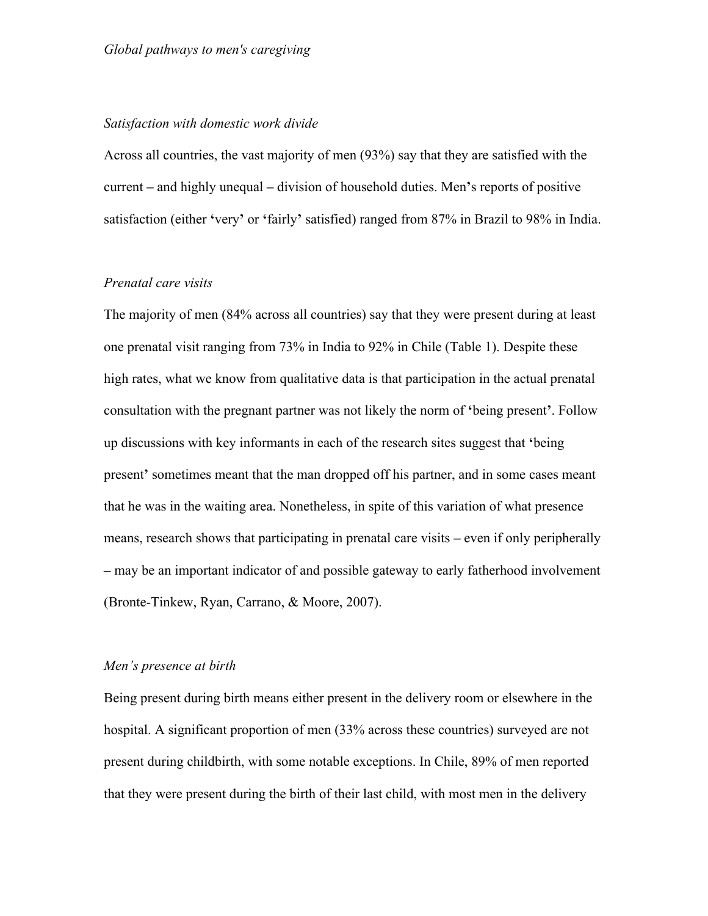### *Satisfaction with domestic work divide*

Across all countries, the vast majority of men (93%) say that they are satisfied with the current – and highly unequal – division of household duties. Men's reports of positive satisfaction (either 'very' or 'fairly' satisfied) ranged from 87% in Brazil to 98% in India.

### *Prenatal care visits*

The majority of men (84% across all countries) say that they were present during at least one prenatal visit ranging from 73% in India to 92% in Chile (Table 1). Despite these high rates, what we know from qualitative data is that participation in the actual prenatal consultation with the pregnant partner was not likely the norm of 'being present'. Follow up discussions with key informants in each of the research sites suggest that 'being present' sometimes meant that the man dropped off his partner, and in some cases meant that he was in the waiting area. Nonetheless, in spite of this variation of what presence means, research shows that participating in prenatal care visits – even if only peripherally – may be an important indicator of and possible gateway to early fatherhood involvement (Bronte-Tinkew, Ryan, Carrano, & Moore, 2007).

### *Men's presence at birth*

Being present during birth means either present in the delivery room or elsewhere in the hospital. A significant proportion of men (33% across these countries) surveyed are not present during childbirth, with some notable exceptions. In Chile, 89% of men reported that they were present during the birth of their last child, with most men in the delivery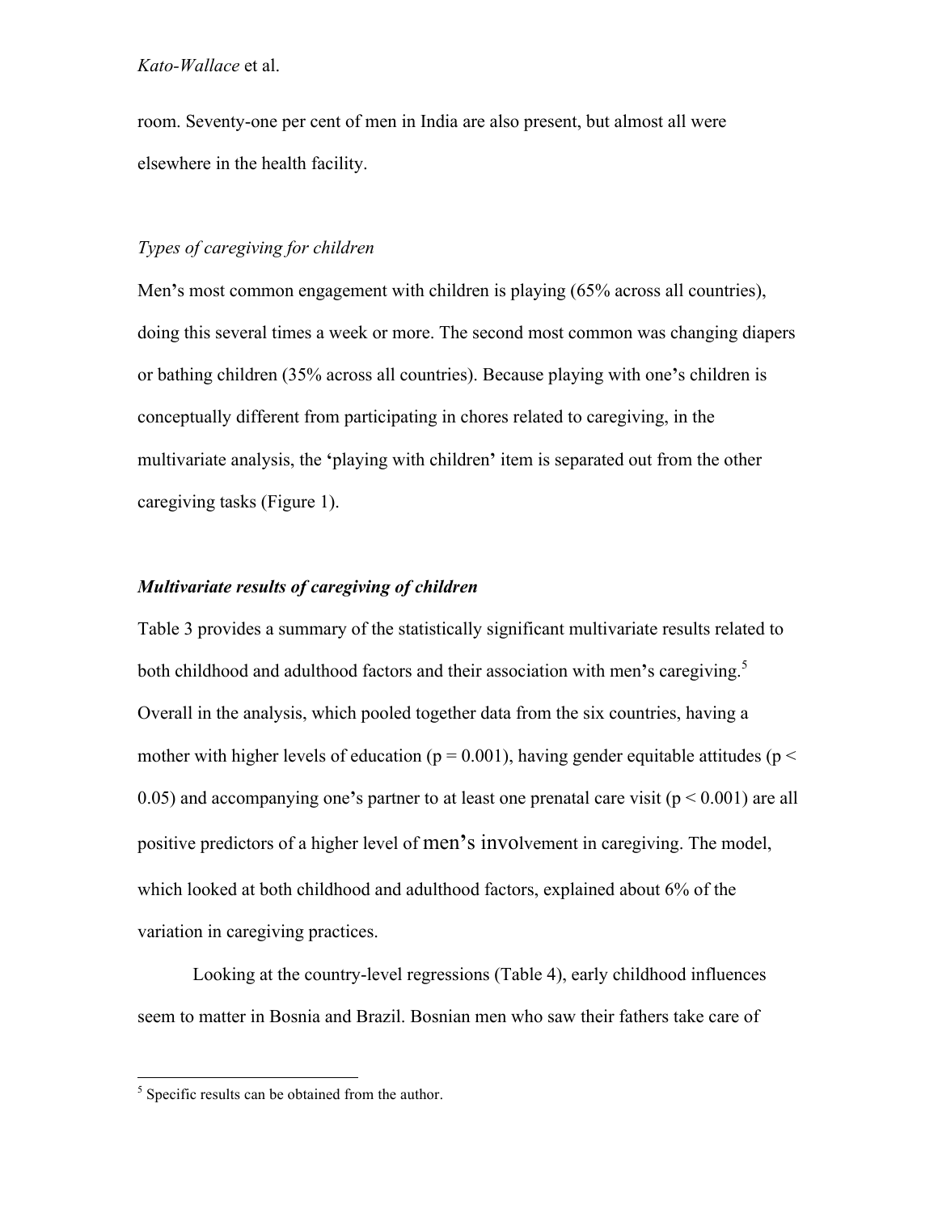room. Seventy-one per cent of men in India are also present, but almost all were elsewhere in the health facility.

*Types of caregiving for children*

Men's most common engagement with children is playing (65% across all countries), doing this several times a week or more. The second most common was changing diapers or bathing children (35% across all countries). Because playing with one's children is conceptually different from participating in chores related to caregiving, in the multivariate analysis, the 'playing with children' item is separated out from the other caregiving tasks (Figure 1).

***Multivariate results of caregiving of children***

Table 3 provides a summary of the statistically significant multivariate results related to both childhood and adulthood factors and their association with men's caregiving.[5] Overall in the analysis, which pooled together data from the six countries, having a mother with higher levels of education ($p = 0.001$), having gender equitable attitudes ($p < 0.05$) and accompanying one's partner to at least one prenatal care visit ($p < 0.001$) are all positive predictors of a higher level of men's involvement in caregiving. The model, which looked at both childhood and adulthood factors, explained about 6% of the variation in caregiving practices.

Looking at the country-level regressions (Table 4), early childhood influences seem to matter in Bosnia and Brazil. Bosnian men who saw their fathers take care of

[5] Specific results can be obtained from the author.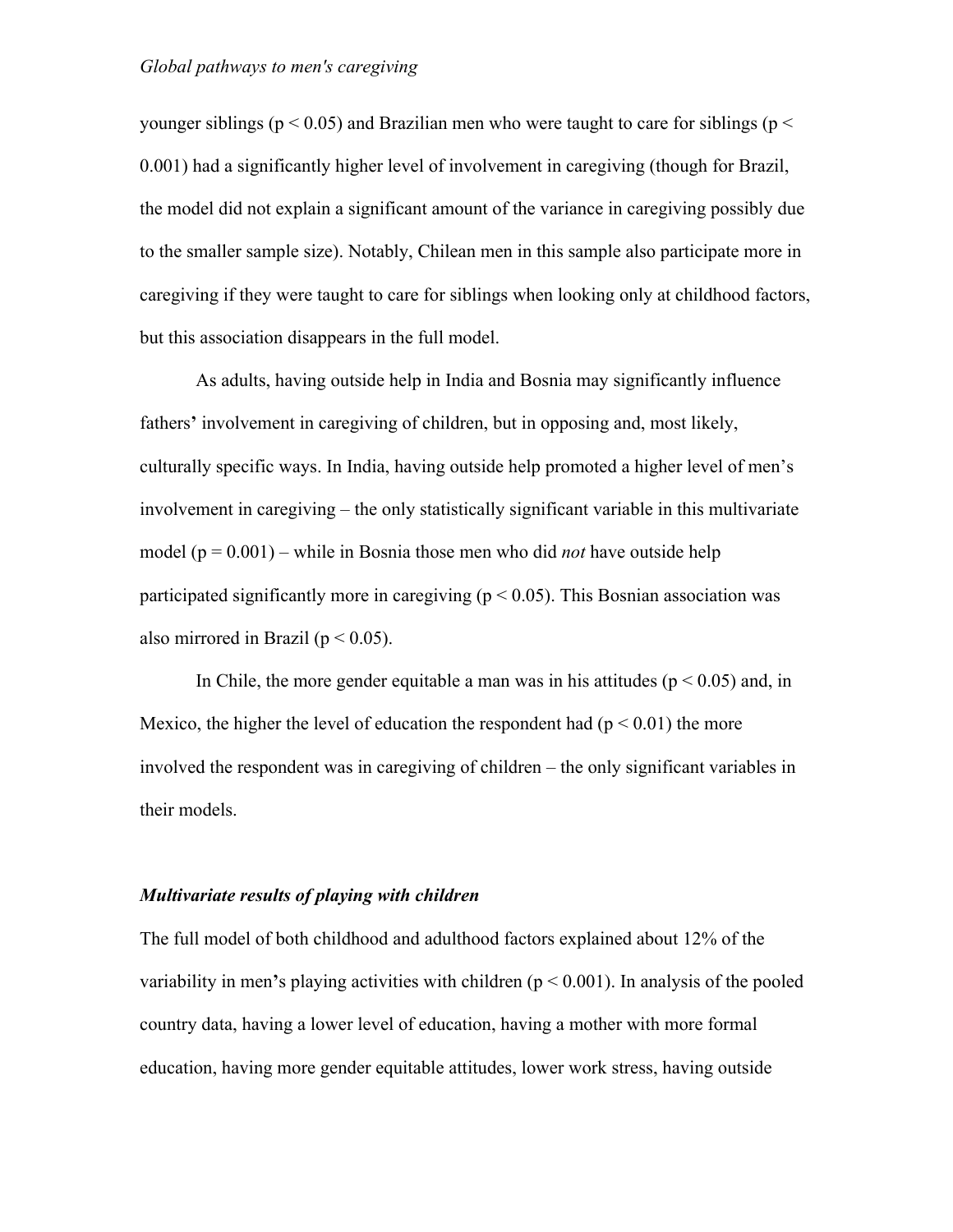younger siblings ($p < 0.05$) and Brazilian men who were taught to care for siblings ($p < 0.001$) had a significantly higher level of involvement in caregiving (though for Brazil, the model did not explain a significant amount of the variance in caregiving possibly due to the smaller sample size). Notably, Chilean men in this sample also participate more in caregiving if they were taught to care for siblings when looking only at childhood factors, but this association disappears in the full model.

As adults, having outside help in India and Bosnia may significantly influence fathers' involvement in caregiving of children, but in opposing and, most likely, culturally specific ways. In India, having outside help promoted a higher level of men's involvement in caregiving – the only statistically significant variable in this multivariate model ($p = 0.001$) – while in Bosnia those men who did *not* have outside help participated significantly more in caregiving ($p < 0.05$). This Bosnian association was also mirrored in Brazil ($p < 0.05$).

In Chile, the more gender equitable a man was in his attitudes ($p < 0.05$) and, in Mexico, the higher the level of education the respondent had ($p < 0.01$) the more involved the respondent was in caregiving of children – the only significant variables in their models.

### *Multivariate results of playing with children*

The full model of both childhood and adulthood factors explained about 12% of the variability in men's playing activities with children ($p < 0.001$). In analysis of the pooled country data, having a lower level of education, having a mother with more formal education, having more gender equitable attitudes, lower work stress, having outside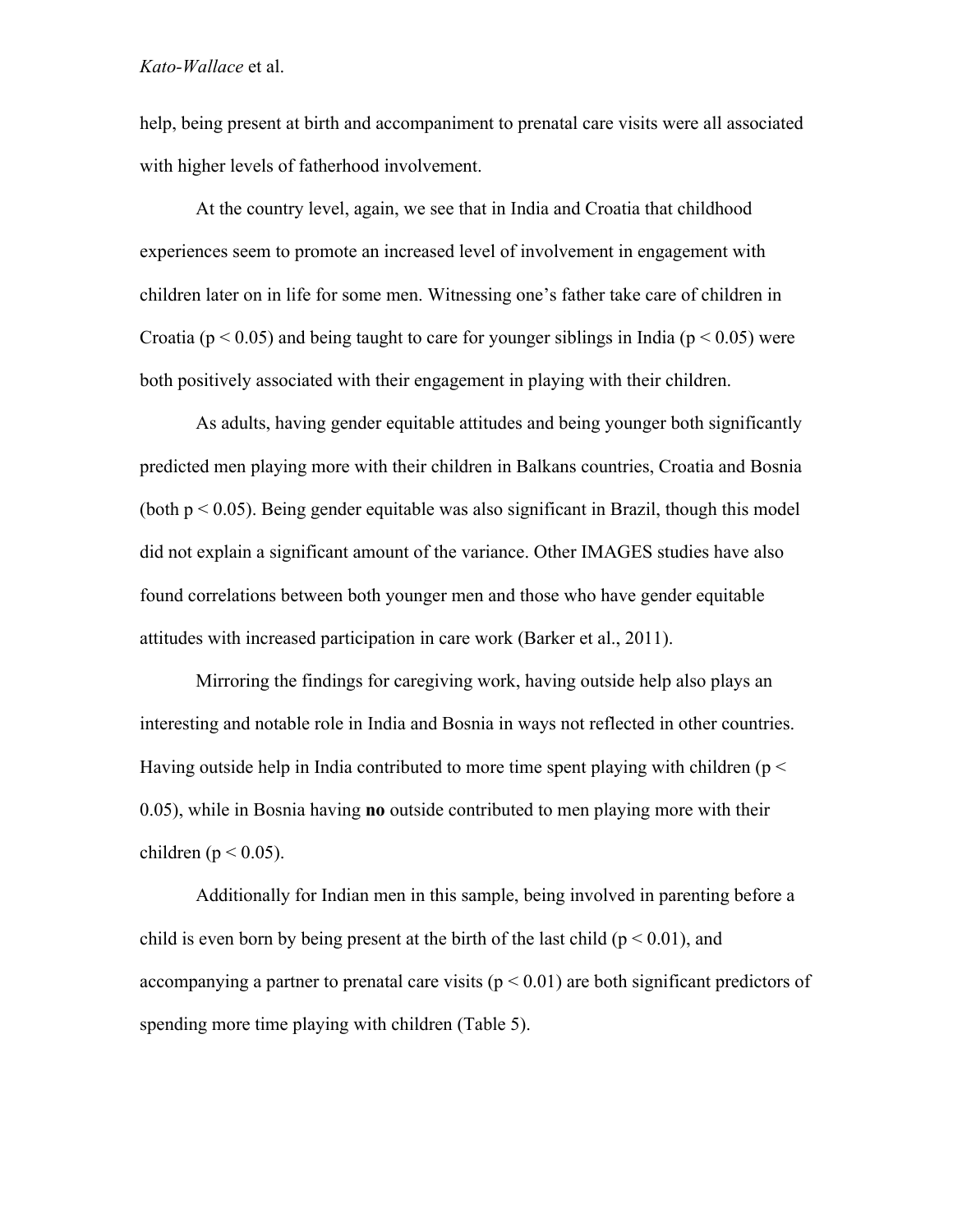help, being present at birth and accompaniment to prenatal care visits were all associated with higher levels of fatherhood involvement.

At the country level, again, we see that in India and Croatia that childhood experiences seem to promote an increased level of involvement in engagement with children later on in life for some men. Witnessing one's father take care of children in Croatia ($p < 0.05$) and being taught to care for younger siblings in India ($p < 0.05$) were both positively associated with their engagement in playing with their children.

As adults, having gender equitable attitudes and being younger both significantly predicted men playing more with their children in Balkans countries, Croatia and Bosnia (both $p < 0.05$). Being gender equitable was also significant in Brazil, though this model did not explain a significant amount of the variance. Other IMAGES studies have also found correlations between both younger men and those who have gender equitable attitudes with increased participation in care work (Barker et al., 2011).

Mirroring the findings for caregiving work, having outside help also plays an interesting and notable role in India and Bosnia in ways not reflected in other countries. Having outside help in India contributed to more time spent playing with children ($p < 0.05$), while in Bosnia having **no** outside contributed to men playing more with their children ($p < 0.05$).

Additionally for Indian men in this sample, being involved in parenting before a child is even born by being present at the birth of the last child ($p < 0.01$), and accompanying a partner to prenatal care visits ($p < 0.01$) are both significant predictors of spending more time playing with children (Table 5).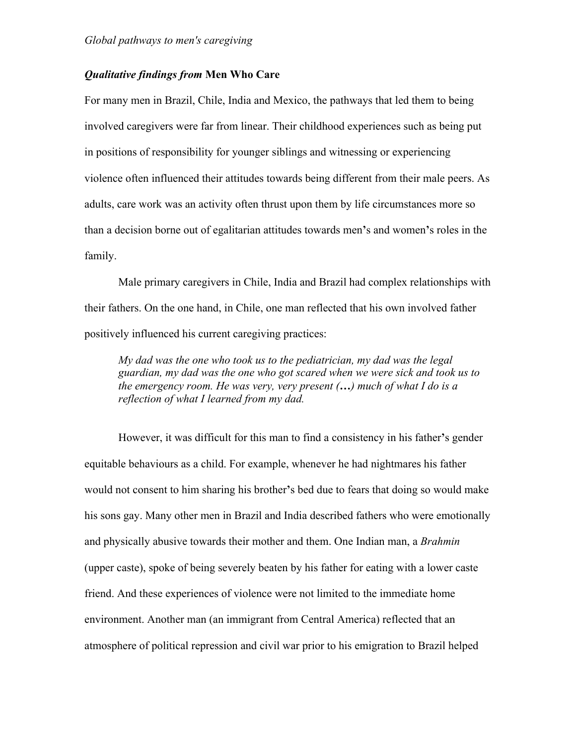### *Qualitative findings from* **Men Who Care**

For many men in Brazil, Chile, India and Mexico, the pathways that led them to being involved caregivers were far from linear. Their childhood experiences such as being put in positions of responsibility for younger siblings and witnessing or experiencing violence often influenced their attitudes towards being different from their male peers. As adults, care work was an activity often thrust upon them by life circumstances more so than a decision borne out of egalitarian attitudes towards men's and women's roles in the family.

Male primary caregivers in Chile, India and Brazil had complex relationships with their fathers. On the one hand, in Chile, one man reflected that his own involved father positively influenced his current caregiving practices:

> *My dad was the one who took us to the pediatrician, my dad was the legal guardian, my dad was the one who got scared when we were sick and took us to the emergency room. He was very, very present (…) much of what I do is a reflection of what I learned from my dad.*

However, it was difficult for this man to find a consistency in his father's gender equitable behaviours as a child. For example, whenever he had nightmares his father would not consent to him sharing his brother's bed due to fears that doing so would make his sons gay. Many other men in Brazil and India described fathers who were emotionally and physically abusive towards their mother and them. One Indian man, a *Brahmin* (upper caste), spoke of being severely beaten by his father for eating with a lower caste friend. And these experiences of violence were not limited to the immediate home environment. Another man (an immigrant from Central America) reflected that an atmosphere of political repression and civil war prior to his emigration to Brazil helped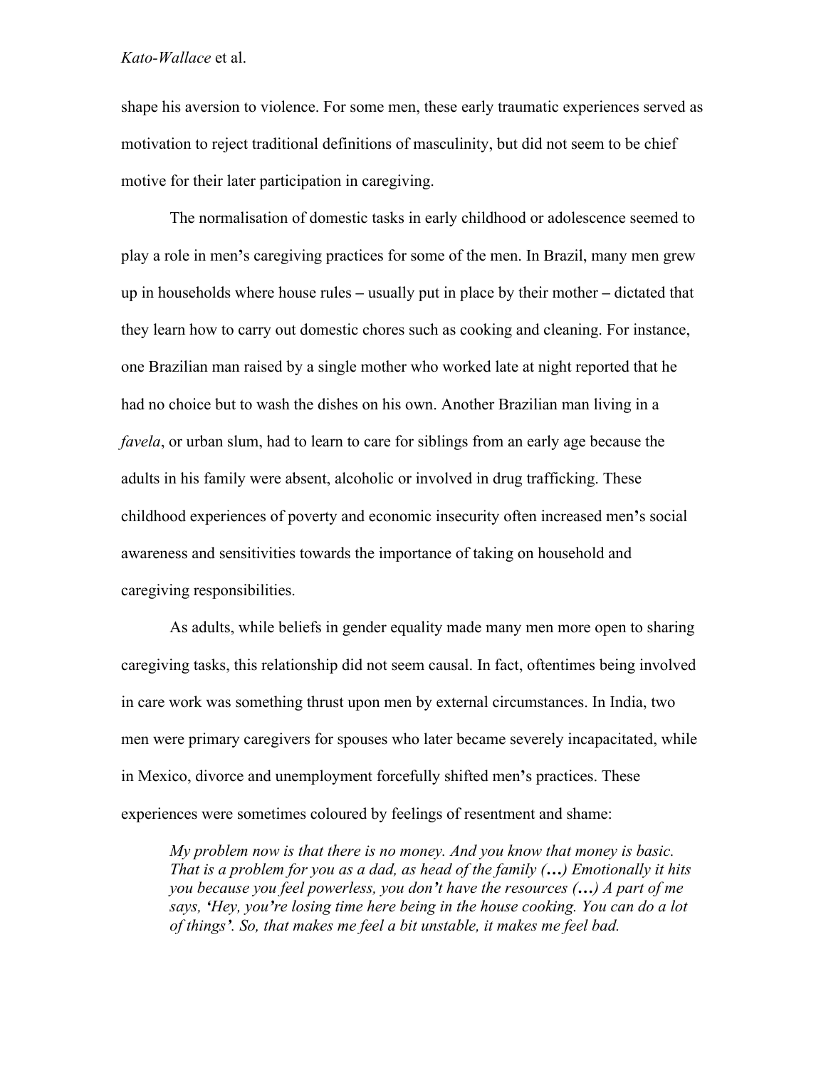shape his aversion to violence. For some men, these early traumatic experiences served as motivation to reject traditional definitions of masculinity, but did not seem to be chief motive for their later participation in caregiving.

The normalisation of domestic tasks in early childhood or adolescence seemed to play a role in men's caregiving practices for some of the men. In Brazil, many men grew up in households where house rules – usually put in place by their mother – dictated that they learn how to carry out domestic chores such as cooking and cleaning. For instance, one Brazilian man raised by a single mother who worked late at night reported that he had no choice but to wash the dishes on his own. Another Brazilian man living in a *favela*, or urban slum, had to learn to care for siblings from an early age because the adults in his family were absent, alcoholic or involved in drug trafficking. These childhood experiences of poverty and economic insecurity often increased men's social awareness and sensitivities towards the importance of taking on household and caregiving responsibilities.

As adults, while beliefs in gender equality made many men more open to sharing caregiving tasks, this relationship did not seem causal. In fact, oftentimes being involved in care work was something thrust upon men by external circumstances. In India, two men were primary caregivers for spouses who later became severely incapacitated, while in Mexico, divorce and unemployment forcefully shifted men's practices. These experiences were sometimes coloured by feelings of resentment and shame:

> *My problem now is that there is no money. And you know that money is basic. That is a problem for you as a dad, as head of the family (…) Emotionally it hits you because you feel powerless, you don't have the resources (…) A part of me says, 'Hey, you're losing time here being in the house cooking. You can do a lot of things'. So, that makes me feel a bit unstable, it makes me feel bad.*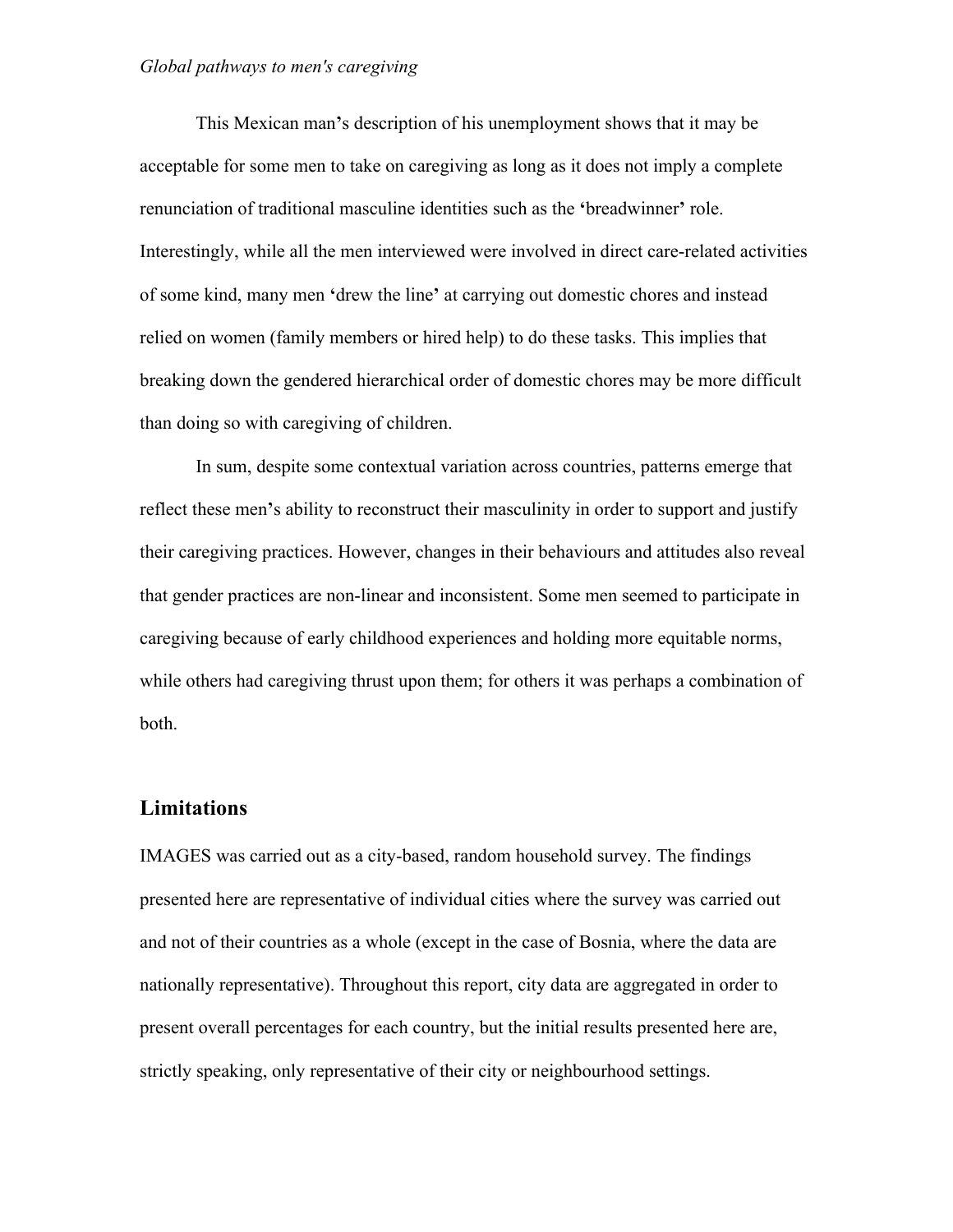This Mexican man's description of his unemployment shows that it may be acceptable for some men to take on caregiving as long as it does not imply a complete renunciation of traditional masculine identities such as the 'breadwinner' role. Interestingly, while all the men interviewed were involved in direct care-related activities of some kind, many men 'drew the line' at carrying out domestic chores and instead relied on women (family members or hired help) to do these tasks. This implies that breaking down the gendered hierarchical order of domestic chores may be more difficult than doing so with caregiving of children.

In sum, despite some contextual variation across countries, patterns emerge that reflect these men's ability to reconstruct their masculinity in order to support and justify their caregiving practices. However, changes in their behaviours and attitudes also reveal that gender practices are non-linear and inconsistent. Some men seemed to participate in caregiving because of early childhood experiences and holding more equitable norms, while others had caregiving thrust upon them; for others it was perhaps a combination of both.

## Limitations

IMAGES was carried out as a city-based, random household survey. The findings presented here are representative of individual cities where the survey was carried out and not of their countries as a whole (except in the case of Bosnia, where the data are nationally representative). Throughout this report, city data are aggregated in order to present overall percentages for each country, but the initial results presented here are, strictly speaking, only representative of their city or neighbourhood settings.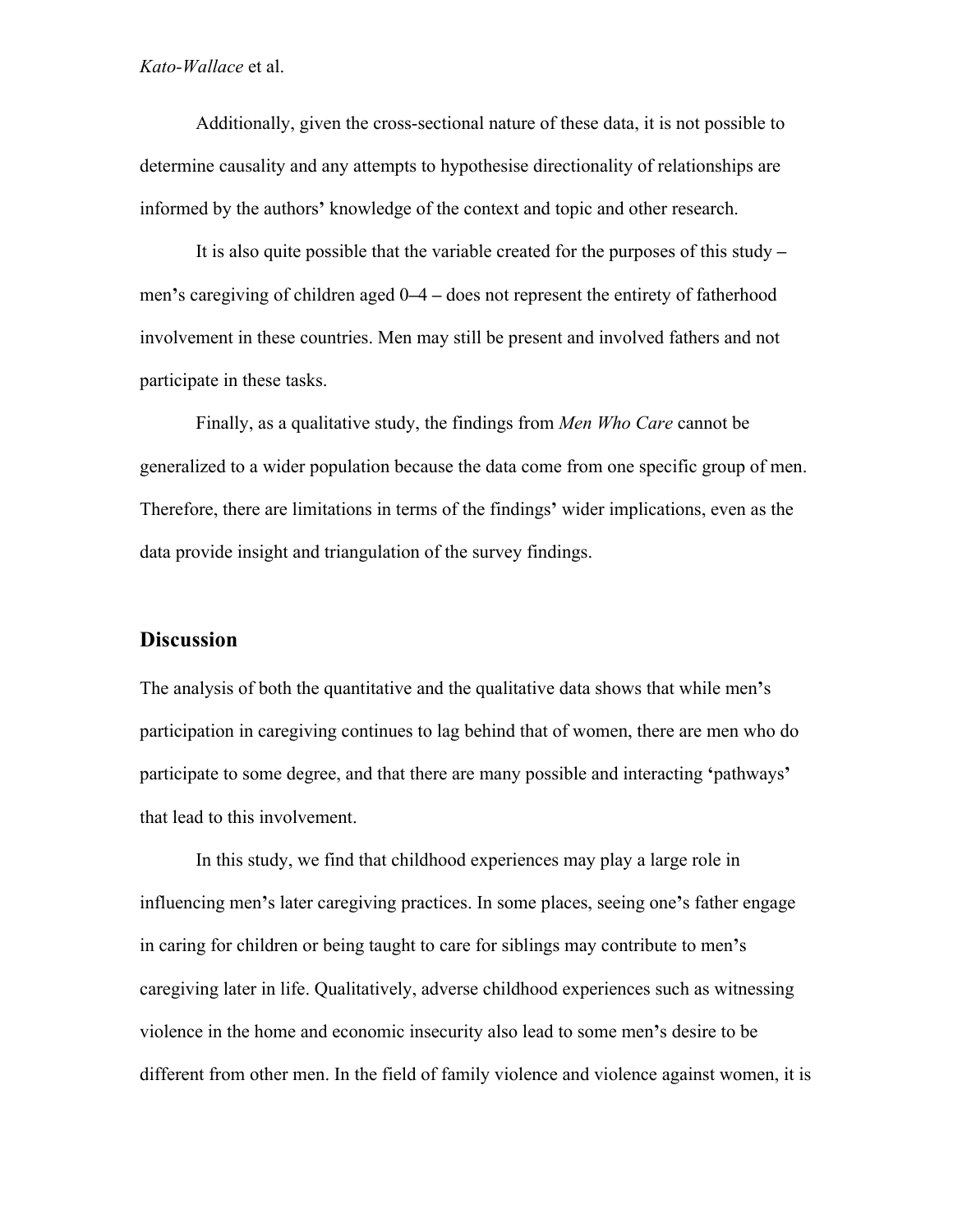Additionally, given the cross-sectional nature of these data, it is not possible to determine causality and any attempts to hypothesise directionality of relationships are informed by the authors' knowledge of the context and topic and other research.

It is also quite possible that the variable created for the purposes of this study – men's caregiving of children aged 0–4 – does not represent the entirety of fatherhood involvement in these countries. Men may still be present and involved fathers and not participate in these tasks.

Finally, as a qualitative study, the findings from *Men Who Care* cannot be generalized to a wider population because the data come from one specific group of men. Therefore, there are limitations in terms of the findings' wider implications, even as the data provide insight and triangulation of the survey findings.

## Discussion

The analysis of both the quantitative and the qualitative data shows that while men's participation in caregiving continues to lag behind that of women, there are men who do participate to some degree, and that there are many possible and interacting 'pathways' that lead to this involvement.

In this study, we find that childhood experiences may play a large role in influencing men's later caregiving practices. In some places, seeing one's father engage in caring for children or being taught to care for siblings may contribute to men's caregiving later in life. Qualitatively, adverse childhood experiences such as witnessing violence in the home and economic insecurity also lead to some men's desire to be different from other men. In the field of family violence and violence against women, it is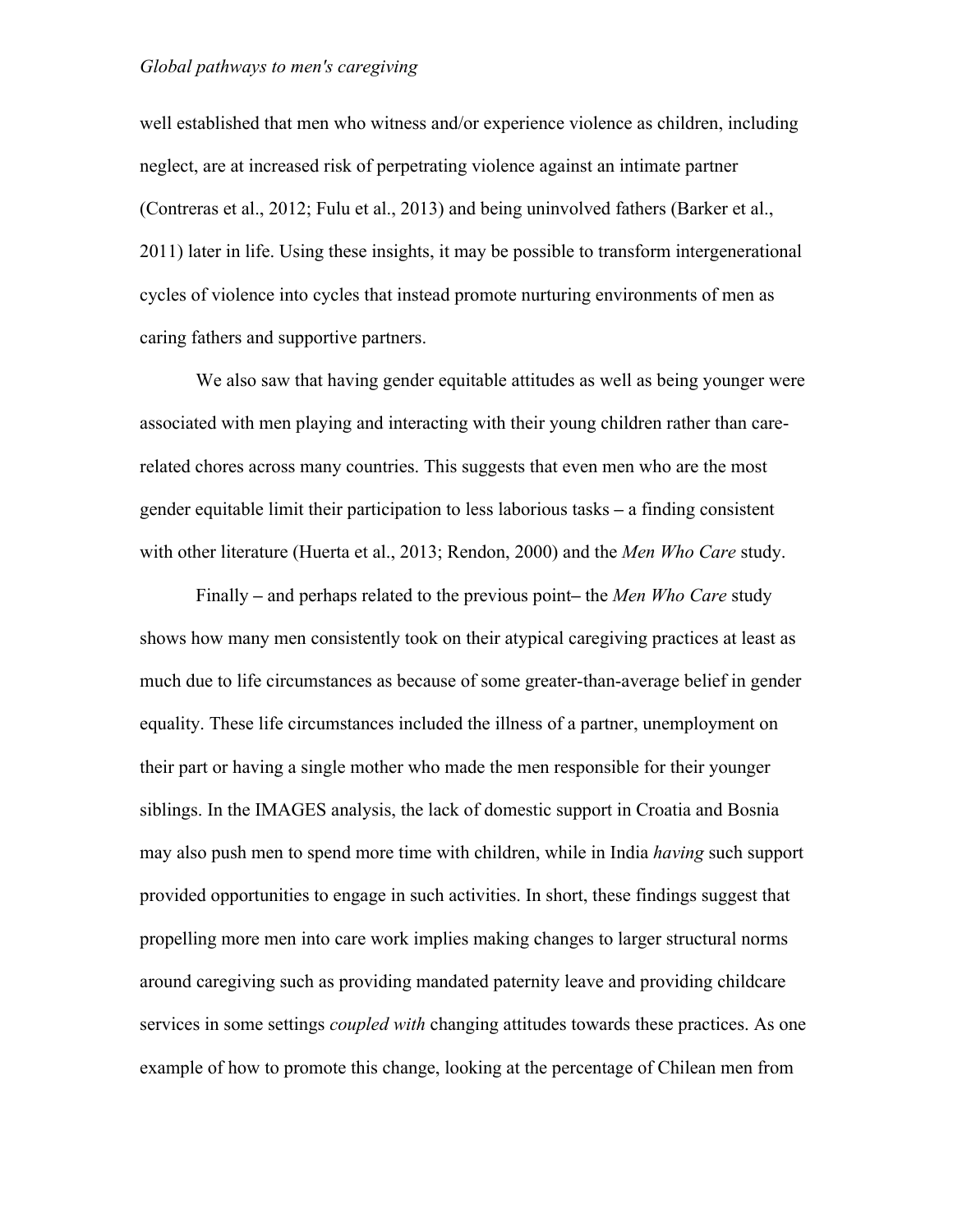well established that men who witness and/or experience violence as children, including neglect, are at increased risk of perpetrating violence against an intimate partner (Contreras et al., 2012; Fulu et al., 2013) and being uninvolved fathers (Barker et al., 2011) later in life. Using these insights, it may be possible to transform intergenerational cycles of violence into cycles that instead promote nurturing environments of men as caring fathers and supportive partners.

We also saw that having gender equitable attitudes as well as being younger were associated with men playing and interacting with their young children rather than care-related chores across many countries. This suggests that even men who are the most gender equitable limit their participation to less laborious tasks – a finding consistent with other literature (Huerta et al., 2013; Rendon, 2000) and the *Men Who Care* study.

Finally – and perhaps related to the previous point– the *Men Who Care* study shows how many men consistently took on their atypical caregiving practices at least as much due to life circumstances as because of some greater-than-average belief in gender equality. These life circumstances included the illness of a partner, unemployment on their part or having a single mother who made the men responsible for their younger siblings. In the IMAGES analysis, the lack of domestic support in Croatia and Bosnia may also push men to spend more time with children, while in India *having* such support provided opportunities to engage in such activities. In short, these findings suggest that propelling more men into care work implies making changes to larger structural norms around caregiving such as providing mandated paternity leave and providing childcare services in some settings *coupled with* changing attitudes towards these practices. As one example of how to promote this change, looking at the percentage of Chilean men from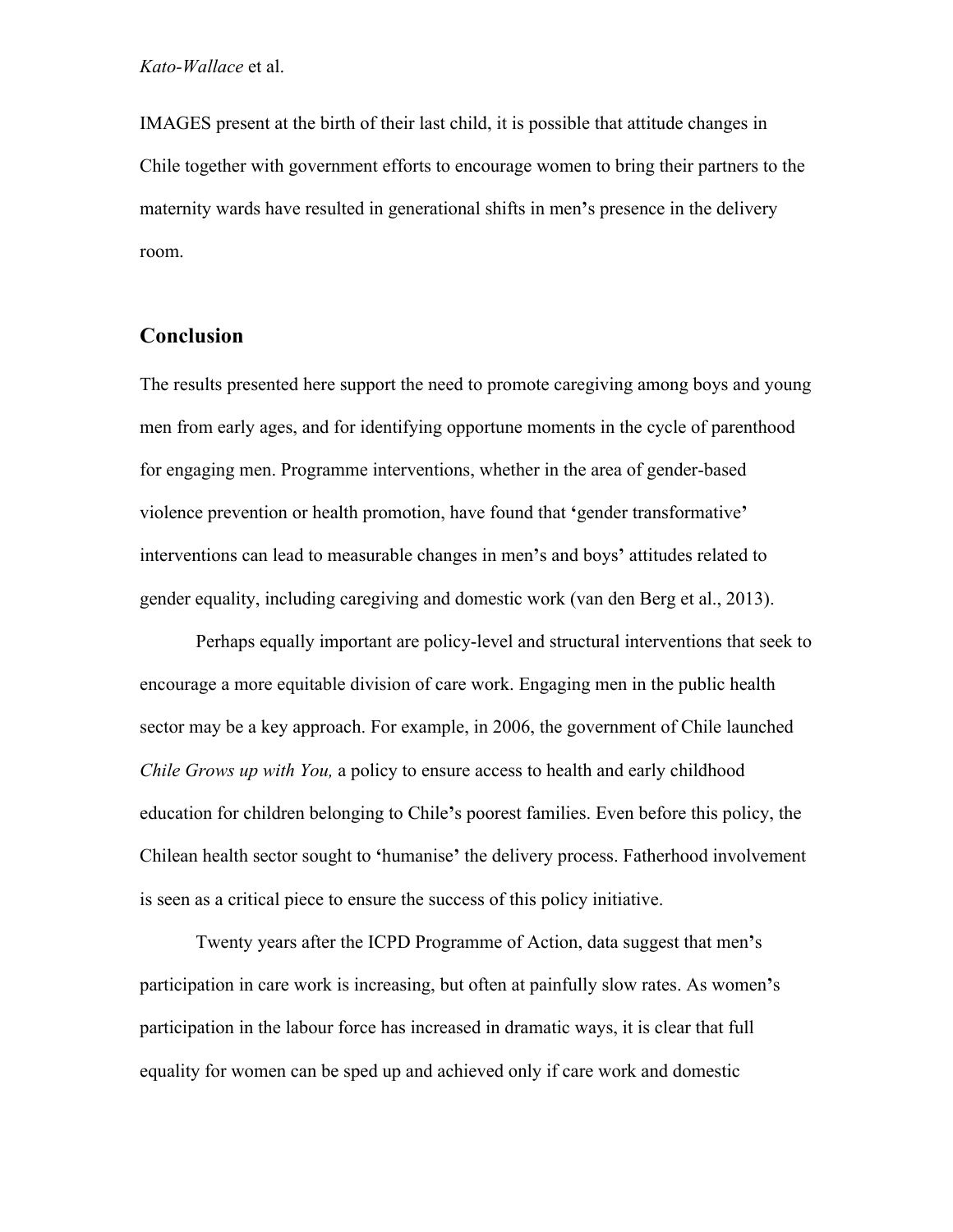IMAGES present at the birth of their last child, it is possible that attitude changes in Chile together with government efforts to encourage women to bring their partners to the maternity wards have resulted in generational shifts in men's presence in the delivery room.

## Conclusion

The results presented here support the need to promote caregiving among boys and young men from early ages, and for identifying opportune moments in the cycle of parenthood for engaging men. Programme interventions, whether in the area of gender-based violence prevention or health promotion, have found that 'gender transformative' interventions can lead to measurable changes in men's and boys' attitudes related to gender equality, including caregiving and domestic work (van den Berg et al., 2013).

Perhaps equally important are policy-level and structural interventions that seek to encourage a more equitable division of care work. Engaging men in the public health sector may be a key approach. For example, in 2006, the government of Chile launched *Chile Grows up with You,* a policy to ensure access to health and early childhood education for children belonging to Chile's poorest families. Even before this policy, the Chilean health sector sought to 'humanise' the delivery process. Fatherhood involvement is seen as a critical piece to ensure the success of this policy initiative.

Twenty years after the ICPD Programme of Action, data suggest that men's participation in care work is increasing, but often at painfully slow rates. As women's participation in the labour force has increased in dramatic ways, it is clear that full equality for women can be sped up and achieved only if care work and domestic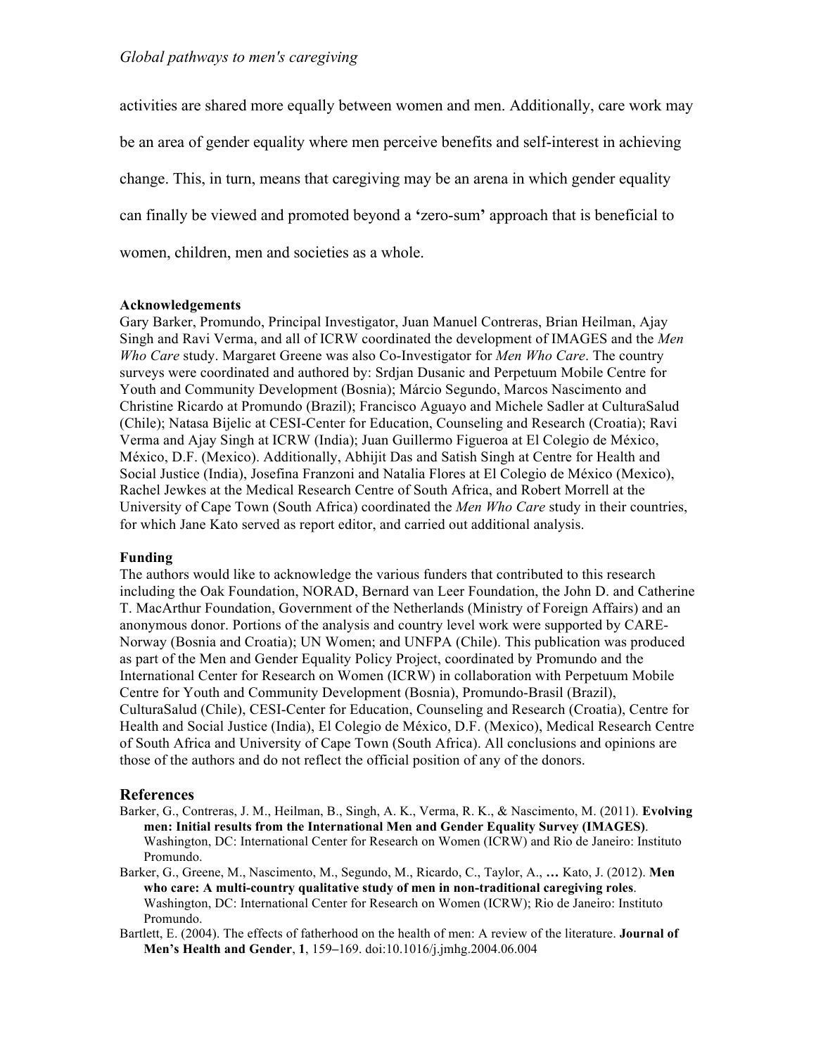activities are shared more equally between women and men. Additionally, care work may be an area of gender equality where men perceive benefits and self-interest in achieving change. This, in turn, means that caregiving may be an arena in which gender equality can finally be viewed and promoted beyond a **'**zero-sum**'** approach that is beneficial to women, children, men and societies as a whole.

**Acknowledgements**

Gary Barker, Promundo, Principal Investigator, Juan Manuel Contreras, Brian Heilman, Ajay Singh and Ravi Verma, and all of ICRW coordinated the development of IMAGES and the *Men Who Care* study. Margaret Greene was also Co-Investigator for *Men Who Care*. The country surveys were coordinated and authored by: Srdjan Dusanic and Perpetuum Mobile Centre for Youth and Community Development (Bosnia); Márcio Segundo, Marcos Nascimento and Christine Ricardo at Promundo (Brazil); Francisco Aguayo and Michele Sadler at CulturaSalud (Chile); Natasa Bijelic at CESI-Center for Education, Counseling and Research (Croatia); Ravi Verma and Ajay Singh at ICRW (India); Juan Guillermo Figueroa at El Colegio de México, México, D.F. (Mexico). Additionally, Abhijit Das and Satish Singh at Centre for Health and Social Justice (India), Josefina Franzoni and Natalia Flores at El Colegio de México (Mexico), Rachel Jewkes at the Medical Research Centre of South Africa, and Robert Morrell at the University of Cape Town (South Africa) coordinated the *Men Who Care* study in their countries, for which Jane Kato served as report editor, and carried out additional analysis.

**Funding**

The authors would like to acknowledge the various funders that contributed to this research including the Oak Foundation, NORAD, Bernard van Leer Foundation, the John D. and Catherine T. MacArthur Foundation, Government of the Netherlands (Ministry of Foreign Affairs) and an anonymous donor. Portions of the analysis and country level work were supported by CARE-Norway (Bosnia and Croatia); UN Women; and UNFPA (Chile). This publication was produced as part of the Men and Gender Equality Policy Project, coordinated by Promundo and the International Center for Research on Women (ICRW) in collaboration with Perpetuum Mobile Centre for Youth and Community Development (Bosnia), Promundo-Brasil (Brazil), CulturaSalud (Chile), CESI-Center for Education, Counseling and Research (Croatia), Centre for Health and Social Justice (India), El Colegio de México, D.F. (Mexico), Medical Research Centre of South Africa and University of Cape Town (South Africa). All conclusions and opinions are those of the authors and do not reflect the official position of any of the donors.

## References

Barker, G., Contreras, J. M., Heilman, B., Singh, A. K., Verma, R. K., & Nascimento, M. (2011). **Evolving men: Initial results from the International Men and Gender Equality Survey (IMAGES)**. Washington, DC: International Center for Research on Women (ICRW) and Rio de Janeiro: Instituto Promundo.

Barker, G., Greene, M., Nascimento, M., Segundo, M., Ricardo, C., Taylor, A., **…** Kato, J. (2012). **Men who care: A multi-country qualitative study of men in non-traditional caregiving roles**. Washington, DC: International Center for Research on Women (ICRW); Rio de Janeiro: Instituto Promundo.

Bartlett, E. (2004). The effects of fatherhood on the health of men: A review of the literature. **Journal of Men's Health and Gender**, **1**, 159**–**169. doi:10.1016/j.jmhg.2004.06.004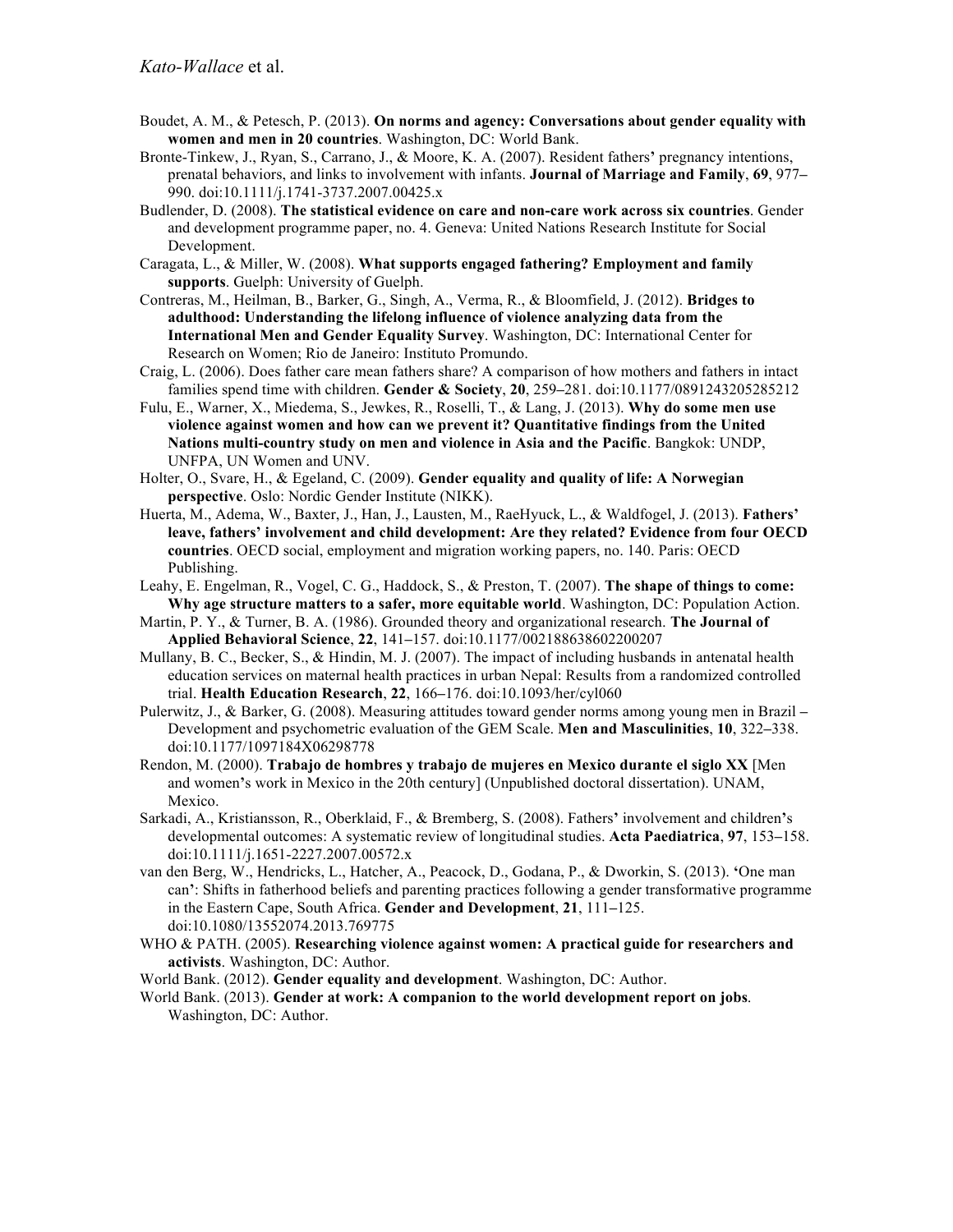Boudet, A. M., & Petesch, P. (2013). **On norms and agency: Conversations about gender equality with women and men in 20 countries**. Washington, DC: World Bank.

Bronte-Tinkew, J., Ryan, S., Carrano, J., & Moore, K. A. (2007). Resident fathers' pregnancy intentions, prenatal behaviors, and links to involvement with infants. **Journal of Marriage and Family**, **69**, 977–990. doi:10.1111/j.1741-3737.2007.00425.x

Budlender, D. (2008). **The statistical evidence on care and non-care work across six countries**. Gender and development programme paper, no. 4. Geneva: United Nations Research Institute for Social Development.

Caragata, L., & Miller, W. (2008). **What supports engaged fathering? Employment and family supports**. Guelph: University of Guelph.

Contreras, M., Heilman, B., Barker, G., Singh, A., Verma, R., & Bloomfield, J. (2012). **Bridges to adulthood: Understanding the lifelong influence of violence analyzing data from the International Men and Gender Equality Survey**. Washington, DC: International Center for Research on Women; Rio de Janeiro: Instituto Promundo.

Craig, L. (2006). Does father care mean fathers share? A comparison of how mothers and fathers in intact families spend time with children. **Gender & Society**, **20**, 259–281. doi:10.1177/0891243205285212

Fulu, E., Warner, X., Miedema, S., Jewkes, R., Roselli, T., & Lang, J. (2013). **Why do some men use violence against women and how can we prevent it? Quantitative findings from the United Nations multi-country study on men and violence in Asia and the Pacific**. Bangkok: UNDP, UNFPA, UN Women and UNV.

Holter, O., Svare, H., & Egeland, C. (2009). **Gender equality and quality of life: A Norwegian perspective**. Oslo: Nordic Gender Institute (NIKK).

Huerta, M., Adema, W., Baxter, J., Han, J., Lausten, M., RaeHyuck, L., & Waldfogel, J. (2013). **Fathers' leave, fathers' involvement and child development: Are they related? Evidence from four OECD countries**. OECD social, employment and migration working papers, no. 140. Paris: OECD Publishing.

Leahy, E. Engelman, R., Vogel, C. G., Haddock, S., & Preston, T. (2007). **The shape of things to come: Why age structure matters to a safer, more equitable world**. Washington, DC: Population Action.

Martin, P. Y., & Turner, B. A. (1986). Grounded theory and organizational research. **The Journal of Applied Behavioral Science**, **22**, 141–157. doi:10.1177/002188638602200207

Mullany, B. C., Becker, S., & Hindin, M. J. (2007). The impact of including husbands in antenatal health education services on maternal health practices in urban Nepal: Results from a randomized controlled trial. **Health Education Research**, **22**, 166–176. doi:10.1093/her/cyl060

Pulerwitz, J., & Barker, G. (2008). Measuring attitudes toward gender norms among young men in Brazil – Development and psychometric evaluation of the GEM Scale. **Men and Masculinities**, **10**, 322–338. doi:10.1177/1097184X06298778

Rendon, M. (2000). **Trabajo de hombres y trabajo de mujeres en Mexico durante el siglo XX** [Men and women's work in Mexico in the 20th century] (Unpublished doctoral dissertation). UNAM, Mexico.

Sarkadi, A., Kristiansson, R., Oberklaid, F., & Bremberg, S. (2008). Fathers' involvement and children's developmental outcomes: A systematic review of longitudinal studies. **Acta Paediatrica**, **97**, 153–158. doi:10.1111/j.1651-2227.2007.00572.x

van den Berg, W., Hendricks, L., Hatcher, A., Peacock, D., Godana, P., & Dworkin, S. (2013). 'One man can': Shifts in fatherhood beliefs and parenting practices following a gender transformative programme in the Eastern Cape, South Africa. **Gender and Development**, **21**, 111–125. doi:10.1080/13552074.2013.769775

WHO & PATH. (2005). **Researching violence against women: A practical guide for researchers and activists**. Washington, DC: Author.

World Bank. (2012). **Gender equality and development**. Washington, DC: Author.

World Bank. (2013). **Gender at work: A companion to the world development report on jobs**. Washington, DC: Author.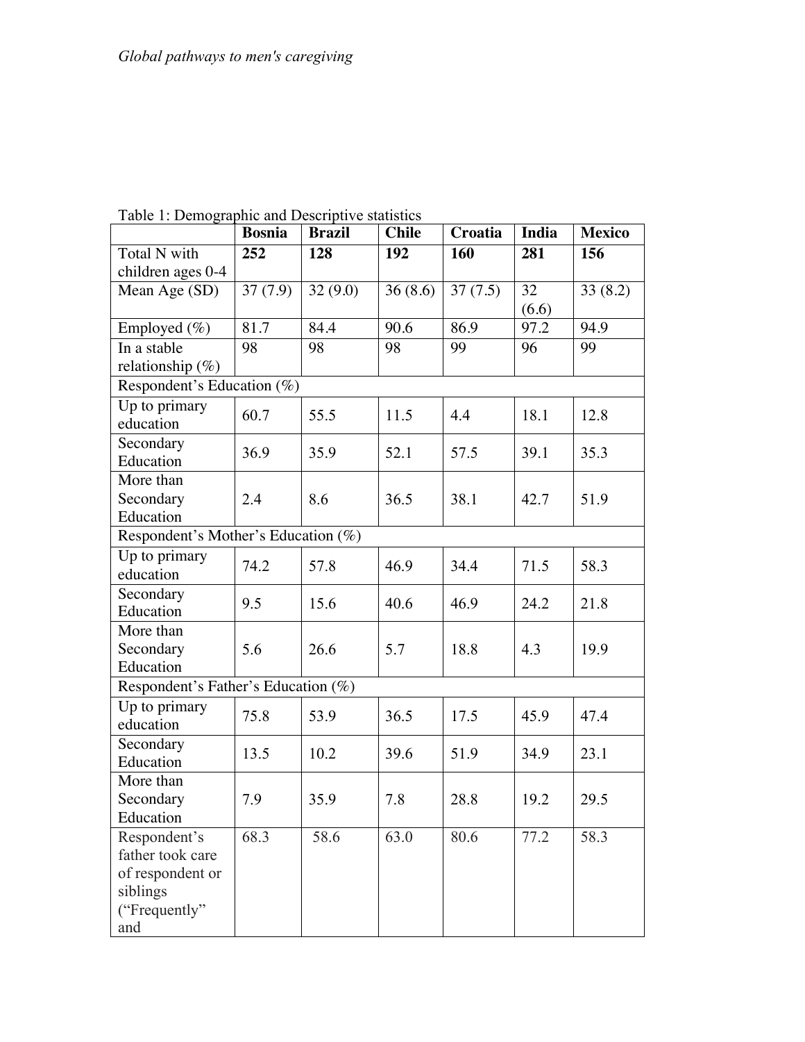Table 1: Demographic and Descriptive statistics

| | **Bosnia** | **Brazil** | **Chile** | **Croatia** | **India** | **Mexico** |
|---|---|---|---|---|---|---|
| Total N with children ages 0-4 | **252** | **128** | **192** | **160** | **281** | **156** |
| Mean Age (SD) | 37 (7.9) | 32 (9.0) | 36 (8.6) | 37 (7.5) | 32 (6.6) | 33 (8.2) |
| Employed (%) | 81.7 | 84.4 | 90.6 | 86.9 | 97.2 | 94.9 |
| In a stable relationship (%) | 98 | 98 | 98 | 99 | 96 | 99 |
| Respondent's Education (%) | | | | | | |
| Up to primary education | 60.7 | 55.5 | 11.5 | 4.4 | 18.1 | 12.8 |
| Secondary Education | 36.9 | 35.9 | 52.1 | 57.5 | 39.1 | 35.3 |
| More than Secondary Education | 2.4 | 8.6 | 36.5 | 38.1 | 42.7 | 51.9 |
| Respondent's Mother's Education (%) | | | | | | |
| Up to primary education | 74.2 | 57.8 | 46.9 | 34.4 | 71.5 | 58.3 |
| Secondary Education | 9.5 | 15.6 | 40.6 | 46.9 | 24.2 | 21.8 |
| More than Secondary Education | 5.6 | 26.6 | 5.7 | 18.8 | 4.3 | 19.9 |
| Respondent's Father's Education (%) | | | | | | |
| Up to primary education | 75.8 | 53.9 | 36.5 | 17.5 | 45.9 | 47.4 |
| Secondary Education | 13.5 | 10.2 | 39.6 | 51.9 | 34.9 | 23.1 |
| More than Secondary Education | 7.9 | 35.9 | 7.8 | 28.8 | 19.2 | 29.5 |
| Respondent's father took care of respondent or siblings ("Frequently" and | 68.3 | 58.6 | 63.0 | 80.6 | 77.2 | 58.3 |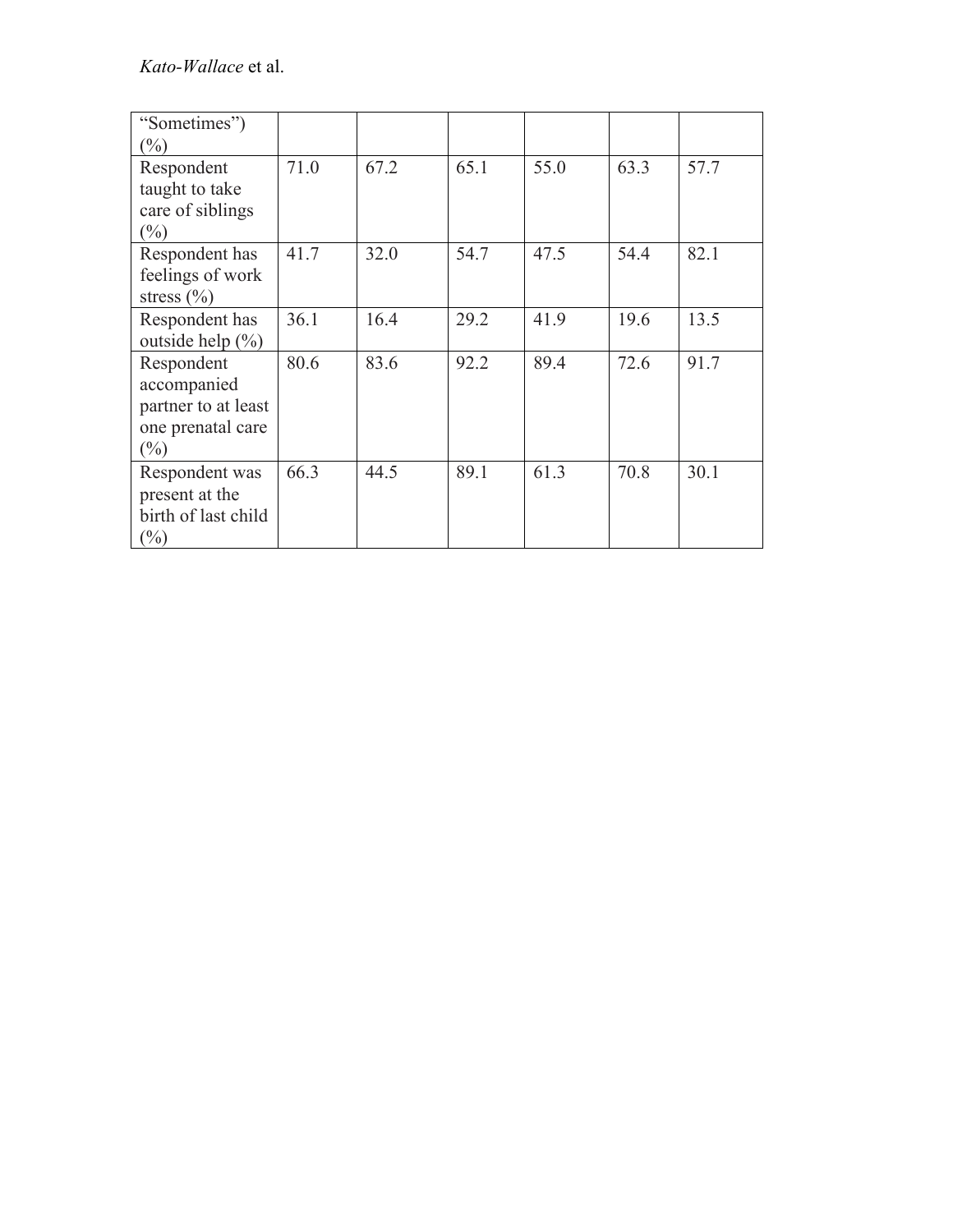| | | | | | | |
|---|---|---|---|---|---|---|
| “Sometimes”) (%) | | | | | | |
| Respondent taught to take care of siblings (%) | 71.0 | 67.2 | 65.1 | 55.0 | 63.3 | 57.7 |
| Respondent has feelings of work stress (%) | 41.7 | 32.0 | 54.7 | 47.5 | 54.4 | 82.1 |
| Respondent has outside help (%) | 36.1 | 16.4 | 29.2 | 41.9 | 19.6 | 13.5 |
| Respondent accompanied partner to at least one prenatal care (%) | 80.6 | 83.6 | 92.2 | 89.4 | 72.6 | 91.7 |
| Respondent was present at the birth of last child (%) | 66.3 | 44.5 | 89.1 | 61.3 | 70.8 | 30.1 |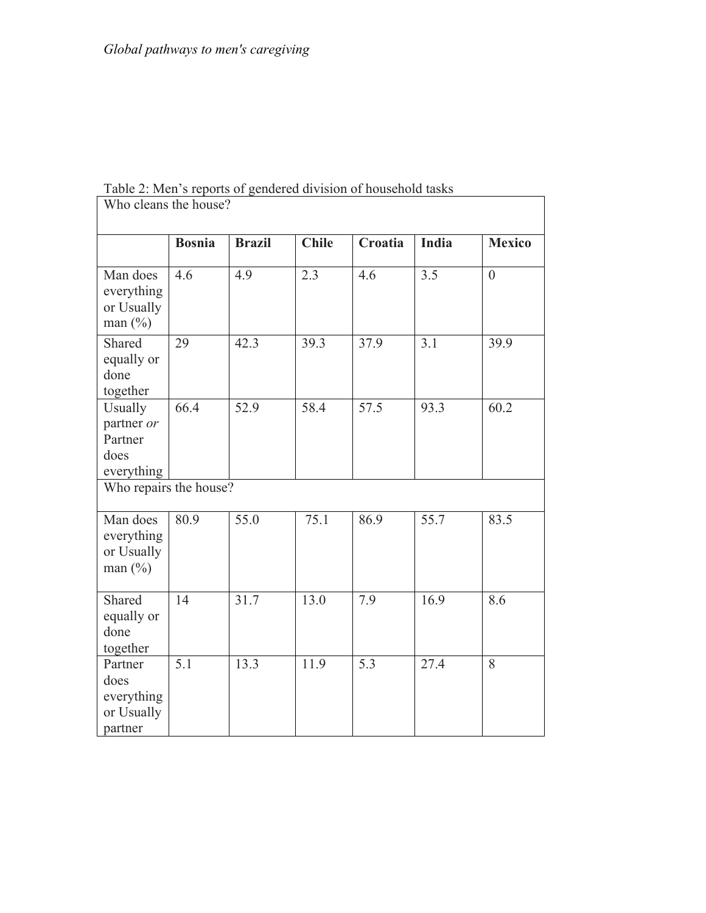Table 2: Men's reports of gendered division of household tasks

| Who cleans the house? | | | | | | |
|---|---|---|---|---|---|---|
| | **Bosnia** | **Brazil** | **Chile** | **Croatia** | **India** | **Mexico** |
| Man does everything or Usually man (%) | 4.6 | 4.9 | 2.3 | 4.6 | 3.5 | 0 |
| Shared equally or done together | 29 | 42.3 | 39.3 | 37.9 | 3.1 | 39.9 |
| Usually partner *or* Partner does everything | 66.4 | 52.9 | 58.4 | 57.5 | 93.3 | 60.2 |
| Who repairs the house? | | | | | | |
| Man does everything or Usually man (%) | 80.9 | 55.0 | 75.1 | 86.9 | 55.7 | 83.5 |
| Shared equally or done together | 14 | 31.7 | 13.0 | 7.9 | 16.9 | 8.6 |
| Partner does everything or Usually partner | 5.1 | 13.3 | 11.9 | 5.3 | 27.4 | 8 |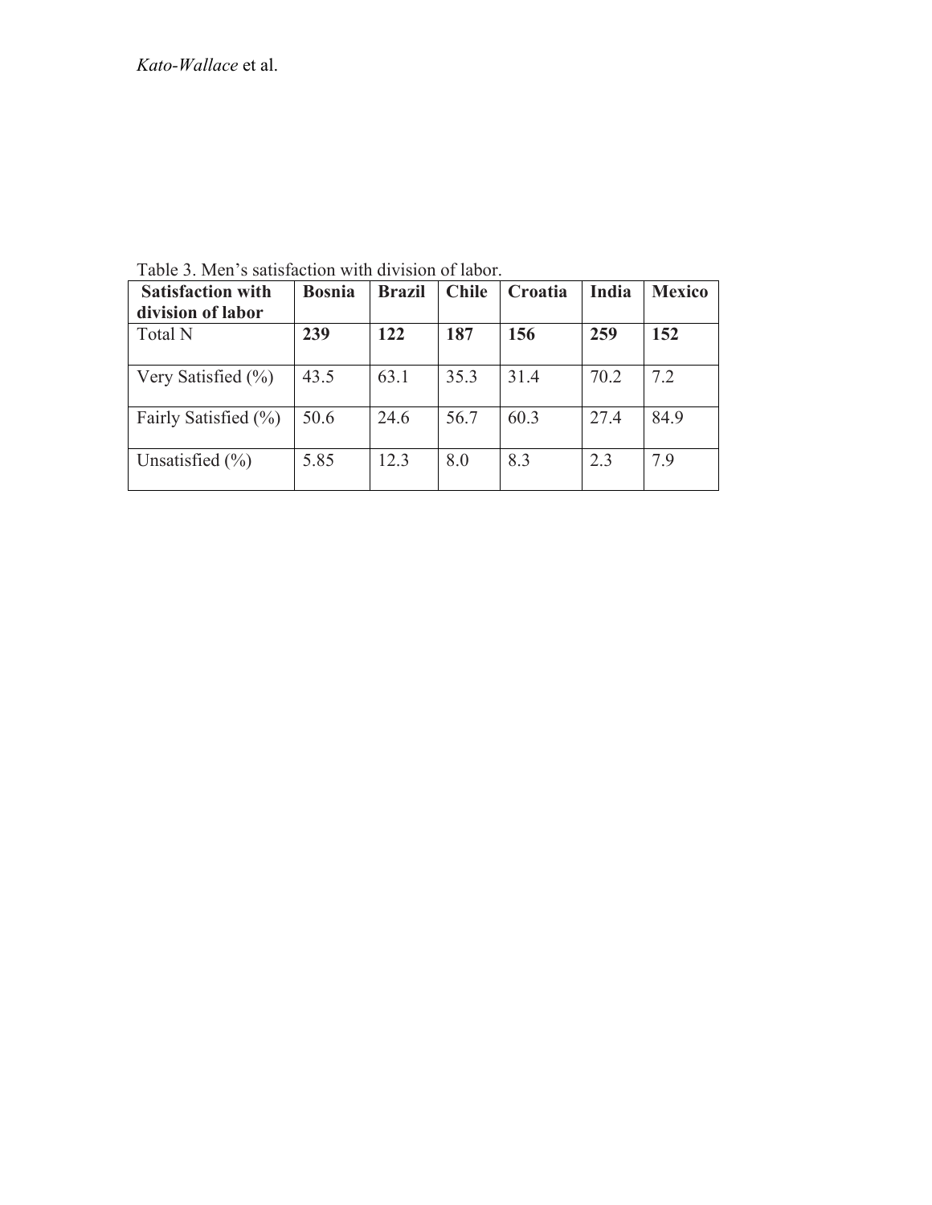Table 3. Men’s satisfaction with division of labor.

| Satisfaction with division of labor | Bosnia | Brazil | Chile | Croatia | India | Mexico |
|---|---|---|---|---|---|---|
| Total N | **239** | **122** | **187** | **156** | **259** | **152** |
| Very Satisfied (%) | 43.5 | 63.1 | 35.3 | 31.4 | 70.2 | 7.2 |
| Fairly Satisfied (%) | 50.6 | 24.6 | 56.7 | 60.3 | 27.4 | 84.9 |
| Unsatisfied (%) | 5.85 | 12.3 | 8.0 | 8.3 | 2.3 | 7.9 |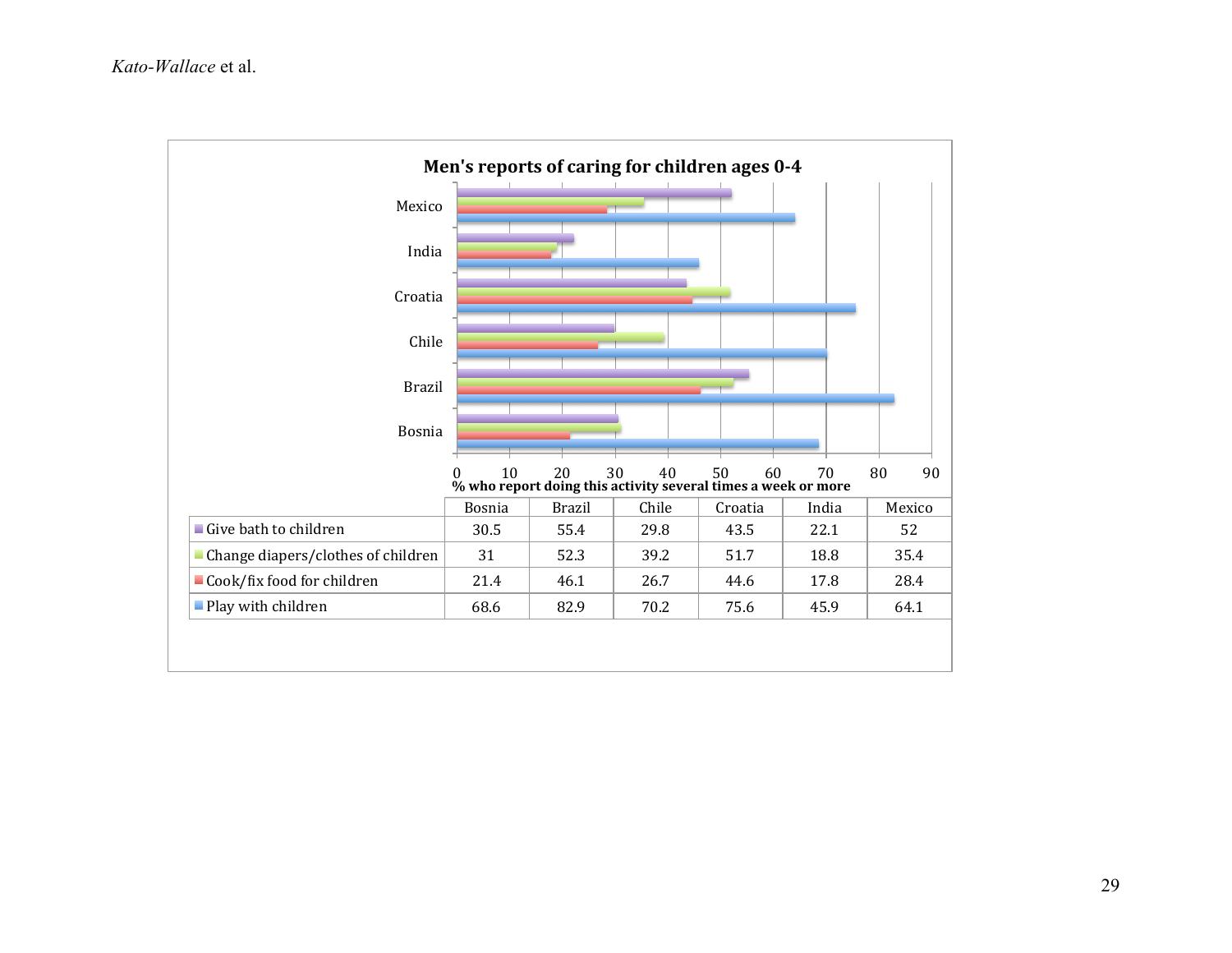**Men's reports of caring for children ages 0-4**

% who report doing this activity several times a week or more

| | Bosnia | Brazil | Chile | Croatia | India | Mexico |
|---|---|---|---|---|---|---|
| Give bath to children | 30.5 | 55.4 | 29.8 | 43.5 | 22.1 | 52 |
| Change diapers/clothes of children | 31 | 52.3 | 39.2 | 51.7 | 18.8 | 35.4 |
| Cook/fix food for children | 21.4 | 46.1 | 26.7 | 44.6 | 17.8 | 28.4 |
| Play with children | 68.6 | 82.9 | 70.2 | 75.6 | 45.9 | 64.1 |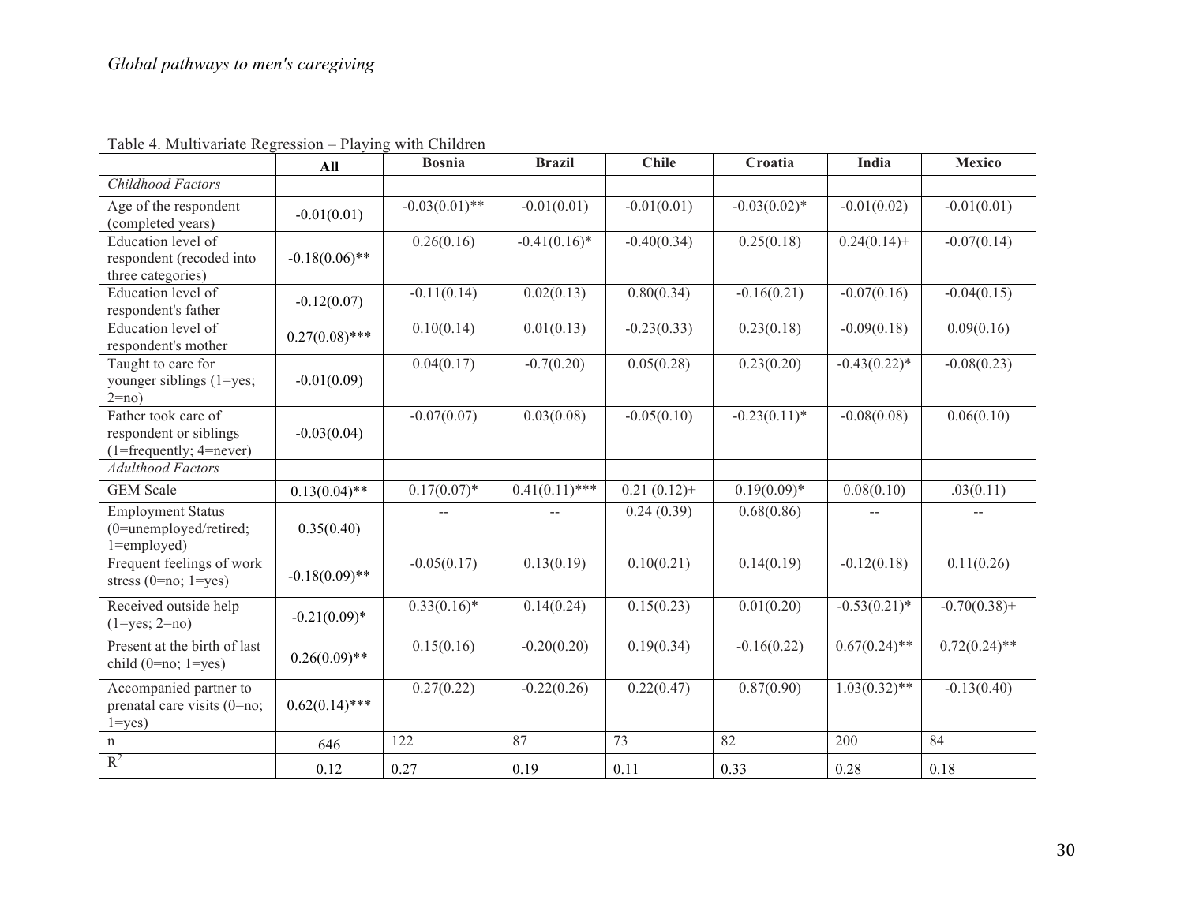Table 4. Multivariate Regression – Playing with Children

| | All | Bosnia | Brazil | Chile | Croatia | India | Mexico |
|---|---|---|---|---|---|---|---|
| *Childhood Factors* | | | | | | | |
| Age of the respondent (completed years) | -0.01(0.01) | -0.03(0.01)** | -0.01(0.01) | -0.01(0.01) | -0.03(0.02)* | -0.01(0.02) | -0.01(0.01) |
| Education level of respondent (recoded into three categories) | -0.18(0.06)** | 0.26(0.16) | -0.41(0.16)* | -0.40(0.34) | 0.25(0.18) | 0.24(0.14)+ | -0.07(0.14) |
| Education level of respondent's father | -0.12(0.07) | -0.11(0.14) | 0.02(0.13) | 0.80(0.34) | -0.16(0.21) | -0.07(0.16) | -0.04(0.15) |
| Education level of respondent's mother | 0.27(0.08)*** | 0.10(0.14) | 0.01(0.13) | -0.23(0.33) | 0.23(0.18) | -0.09(0.18) | 0.09(0.16) |
| Taught to care for younger siblings (1=yes; 2=no) | -0.01(0.09) | 0.04(0.17) | -0.7(0.20) | 0.05(0.28) | 0.23(0.20) | -0.43(0.22)* | -0.08(0.23) |
| Father took care of respondent or siblings (1=frequently; 4=never) | -0.03(0.04) | -0.07(0.07) | 0.03(0.08) | -0.05(0.10) | -0.23(0.11)* | -0.08(0.08) | 0.06(0.10) |
| *Adulthood Factors* | | | | | | | |
| GEM Scale | 0.13(0.04)** | 0.17(0.07)* | 0.41(0.11)*** | 0.21 (0.12)+ | 0.19(0.09)* | 0.08(0.10) | .03(0.11) |
| Employment Status (0=unemployed/retired; 1=employed) | 0.35(0.40) | -- | -- | 0.24 (0.39) | 0.68(0.86) | -- | -- |
| Frequent feelings of work stress (0=no; 1=yes) | -0.18(0.09)** | -0.05(0.17) | 0.13(0.19) | 0.10(0.21) | 0.14(0.19) | -0.12(0.18) | 0.11(0.26) |
| Received outside help (1=yes; 2=no) | -0.21(0.09)* | 0.33(0.16)* | 0.14(0.24) | 0.15(0.23) | 0.01(0.20) | -0.53(0.21)* | -0.70(0.38)+ |
| Present at the birth of last child (0=no; 1=yes) | 0.26(0.09)** | 0.15(0.16) | -0.20(0.20) | 0.19(0.34) | -0.16(0.22) | 0.67(0.24)** | 0.72(0.24)** |
| Accompanied partner to prenatal care visits (0=no; 1=yes) | 0.62(0.14)*** | 0.27(0.22) | -0.22(0.26) | 0.22(0.47) | 0.87(0.90) | 1.03(0.32)** | -0.13(0.40) |
| n | 646 | 122 | 87 | 73 | 82 | 200 | 84 |
| $R^2$ | 0.12 | 0.27 | 0.19 | 0.11 | 0.33 | 0.28 | 0.18 |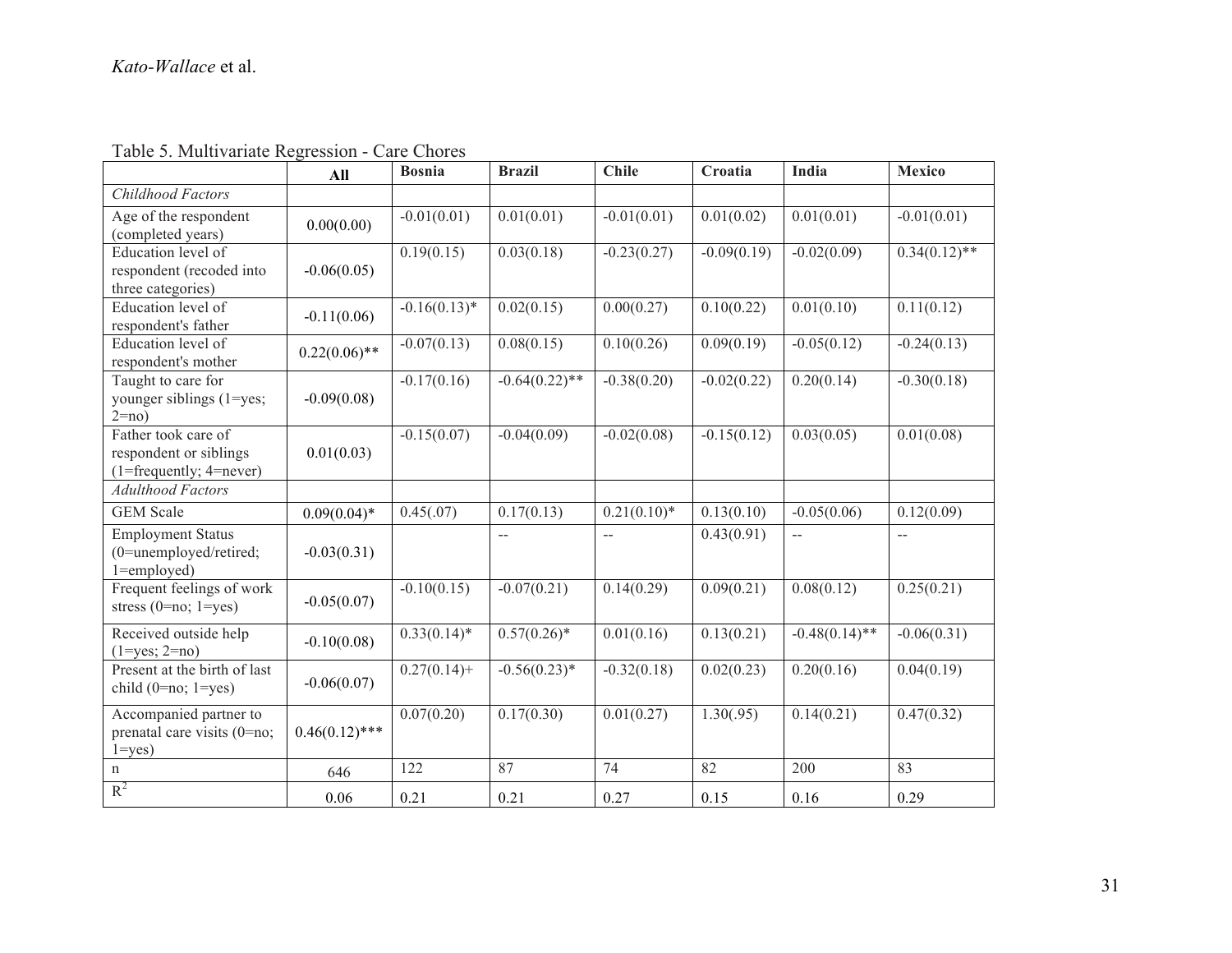Table 5. Multivariate Regression - Care Chores

| | All | Bosnia | Brazil | Chile | Croatia | India | Mexico |
|---|---|---|---|---|---|---|---|
| *Childhood Factors* | | | | | | | |
| Age of the respondent (completed years) | 0.00(0.00) | -0.01(0.01) | 0.01(0.01) | -0.01(0.01) | 0.01(0.02) | 0.01(0.01) | -0.01(0.01) |
| Education level of respondent (recoded into three categories) | -0.06(0.05) | 0.19(0.15) | 0.03(0.18) | -0.23(0.27) | -0.09(0.19) | -0.02(0.09) | 0.34(0.12)** |
| Education level of respondent's father | -0.11(0.06) | -0.16(0.13)* | 0.02(0.15) | 0.00(0.27) | 0.10(0.22) | 0.01(0.10) | 0.11(0.12) |
| Education level of respondent's mother | 0.22(0.06)** | -0.07(0.13) | 0.08(0.15) | 0.10(0.26) | 0.09(0.19) | -0.05(0.12) | -0.24(0.13) |
| Taught to care for younger siblings (1=yes; 2=no) | -0.09(0.08) | -0.17(0.16) | -0.64(0.22)** | -0.38(0.20) | -0.02(0.22) | 0.20(0.14) | -0.30(0.18) |
| Father took care of respondent or siblings (1=frequently; 4=never) | 0.01(0.03) | -0.15(0.07) | -0.04(0.09) | -0.02(0.08) | -0.15(0.12) | 0.03(0.05) | 0.01(0.08) |
| *Adulthood Factors* | | | | | | | |
| GEM Scale | 0.09(0.04)* | 0.45(.07) | 0.17(0.13) | 0.21(0.10)* | 0.13(0.10) | -0.05(0.06) | 0.12(0.09) |
| Employment Status (0=unemployed/retired; 1=employed) | -0.03(0.31) | | -- | -- | 0.43(0.91) | -- | -- |
| Frequent feelings of work stress (0=no; 1=yes) | -0.05(0.07) | -0.10(0.15) | -0.07(0.21) | 0.14(0.29) | 0.09(0.21) | 0.08(0.12) | 0.25(0.21) |
| Received outside help (1=yes; 2=no) | -0.10(0.08) | 0.33(0.14)* | 0.57(0.26)* | 0.01(0.16) | 0.13(0.21) | -0.48(0.14)** | -0.06(0.31) |
| Present at the birth of last child (0=no; 1=yes) | -0.06(0.07) | 0.27(0.14)+ | -0.56(0.23)* | -0.32(0.18) | 0.02(0.23) | 0.20(0.16) | 0.04(0.19) |
| Accompanied partner to prenatal care visits (0=no; 1=yes) | 0.46(0.12)*** | 0.07(0.20) | 0.17(0.30) | 0.01(0.27) | 1.30(.95) | 0.14(0.21) | 0.47(0.32) |
| n | 646 | 122 | 87 | 74 | 82 | 200 | 83 |
| $R^2$ | 0.06 | 0.21 | 0.21 | 0.27 | 0.15 | 0.16 | 0.29 |